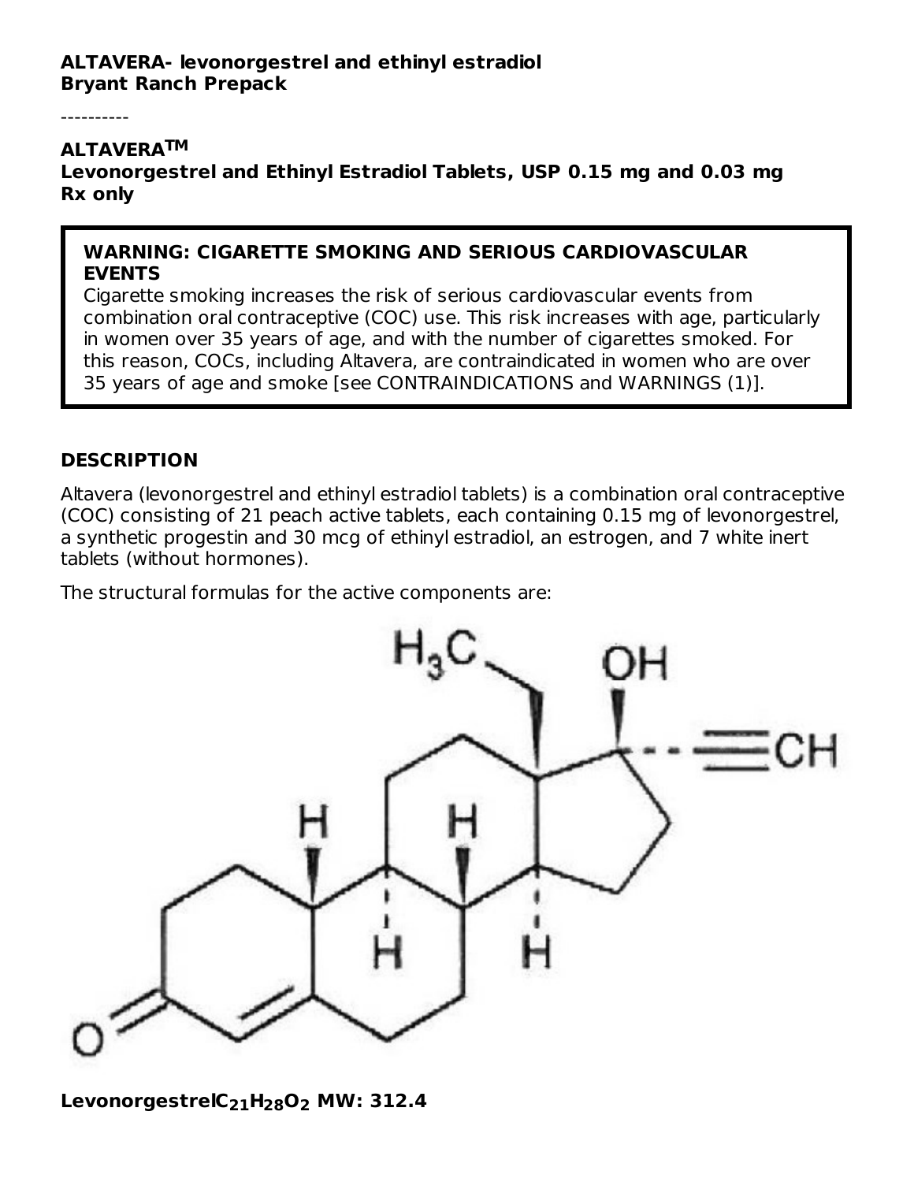**ALTAVERA- levonorgestrel and ethinyl estradiol**
**Bryant Ranch Prepack**

----------

**ALTAVERA$^{TM}$**
**Levonorgestrel and Ethinyl Estradiol Tablets, USP 0.15 mg and 0.03 mg**
**Rx only**

> **WARNING: CIGARETTE SMOKING AND SERIOUS CARDIOVASCULAR EVENTS**
> Cigarette smoking increases the risk of serious cardiovascular events from combination oral contraceptive (COC) use. This risk increases with age, particularly in women over 35 years of age, and with the number of cigarettes smoked. For this reason, COCs, including Altavera, are contraindicated in women who are over 35 years of age and smoke [see CONTRAINDICATIONS and WARNINGS (1)].

## DESCRIPTION

Altavera (levonorgestrel and ethinyl estradiol tablets) is a combination oral contraceptive (COC) consisting of 21 peach active tablets, each containing 0.15 mg of levonorgestrel, a synthetic progestin and 30 mcg of ethinyl estradiol, an estrogen, and 7 white inert tablets (without hormones).

The structural formulas for the active components are:

**Levonorgestrel$C_{21}H_{28}O_2$ MW: 312.4**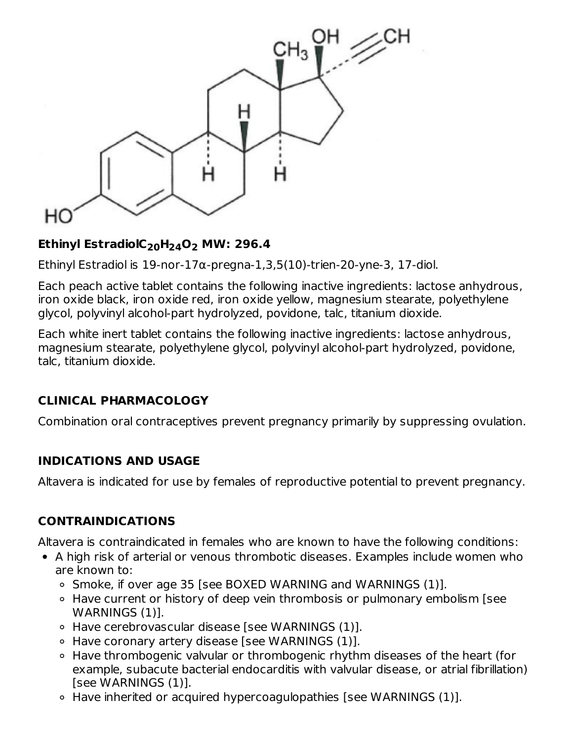**Ethinyl Estradiol** $C_{20}H_{24}O_2$ **MW: 296.4**

Ethinyl Estradiol is 19-nor-17α-pregna-1,3,5(10)-trien-20-yne-3, 17-diol.

Each peach active tablet contains the following inactive ingredients: lactose anhydrous, iron oxide black, iron oxide red, iron oxide yellow, magnesium stearate, polyethylene glycol, polyvinyl alcohol-part hydrolyzed, povidone, talc, titanium dioxide.

Each white inert tablet contains the following inactive ingredients: lactose anhydrous, magnesium stearate, polyethylene glycol, polyvinyl alcohol-part hydrolyzed, povidone, talc, titanium dioxide.

## CLINICAL PHARMACOLOGY

Combination oral contraceptives prevent pregnancy primarily by suppressing ovulation.

## INDICATIONS AND USAGE

Altavera is indicated for use by females of reproductive potential to prevent pregnancy.

## CONTRAINDICATIONS

Altavera is contraindicated in females who are known to have the following conditions:

- A high risk of arterial or venous thrombotic diseases. Examples include women who are known to:
  - Smoke, if over age 35 [see BOXED WARNING and WARNINGS (1)].
  - Have current or history of deep vein thrombosis or pulmonary embolism [see WARNINGS (1)].
  - Have cerebrovascular disease [see WARNINGS (1)].
  - Have coronary artery disease [see WARNINGS (1)].
  - Have thrombogenic valvular or thrombogenic rhythm diseases of the heart (for example, subacute bacterial endocarditis with valvular disease, or atrial fibrillation) [see WARNINGS (1)].
  - Have inherited or acquired hypercoagulopathies [see WARNINGS (1)].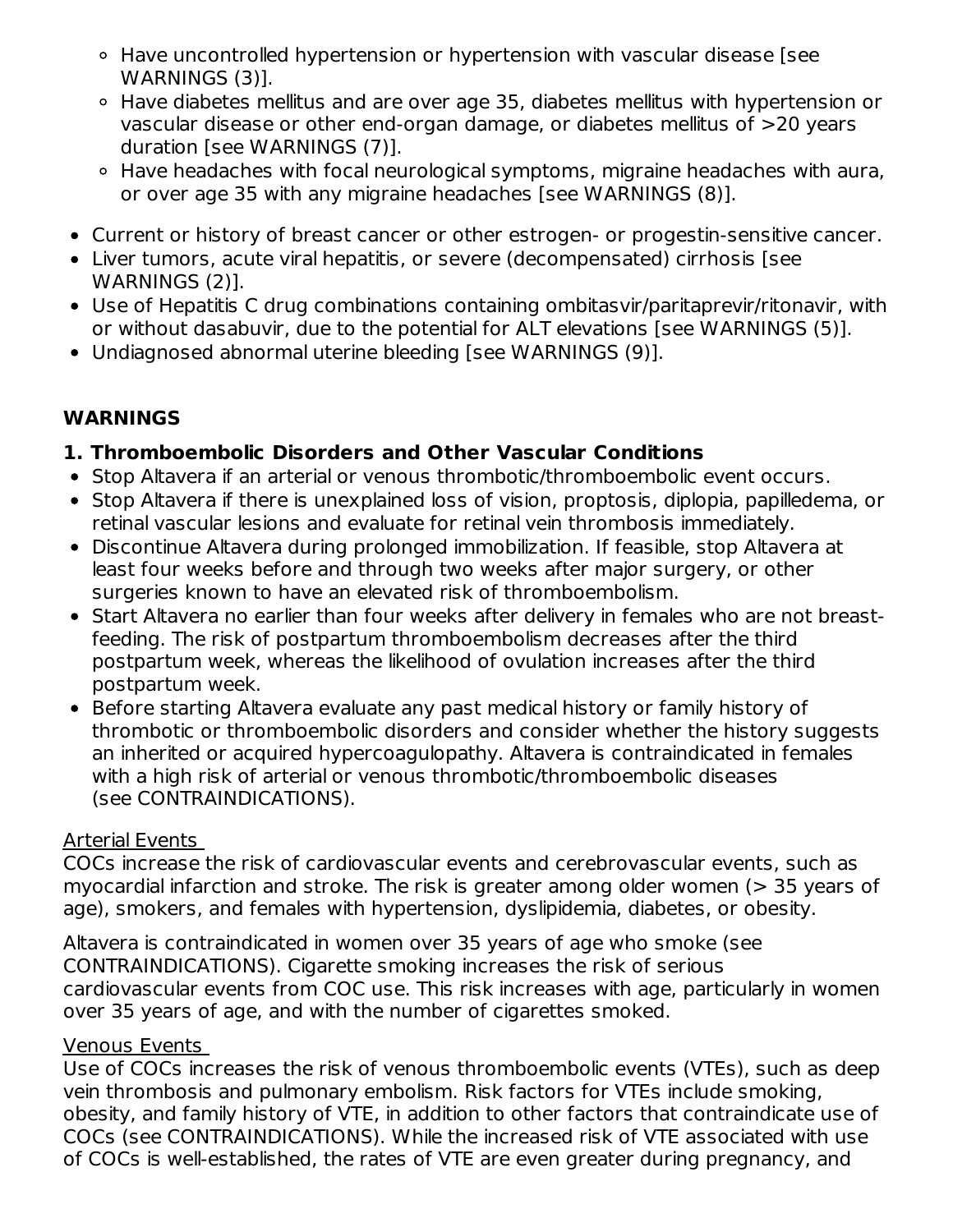- Have uncontrolled hypertension or hypertension with vascular disease [see WARNINGS (3)].
  - Have diabetes mellitus and are over age 35, diabetes mellitus with hypertension or vascular disease or other end-organ damage, or diabetes mellitus of >20 years duration [see WARNINGS (7)].
  - Have headaches with focal neurological symptoms, migraine headaches with aura, or over age 35 with any migraine headaches [see WARNINGS (8)].
- Current or history of breast cancer or other estrogen- or progestin-sensitive cancer.
- Liver tumors, acute viral hepatitis, or severe (decompensated) cirrhosis [see WARNINGS (2)].
- Use of Hepatitis C drug combinations containing ombitasvir/paritaprevir/ritonavir, with or without dasabuvir, due to the potential for ALT elevations [see WARNINGS (5)].
- Undiagnosed abnormal uterine bleeding [see WARNINGS (9)].

## WARNINGS

### 1. Thromboembolic Disorders and Other Vascular Conditions

- Stop Altavera if an arterial or venous thrombotic/thromboembolic event occurs.
- Stop Altavera if there is unexplained loss of vision, proptosis, diplopia, papilledema, or retinal vascular lesions and evaluate for retinal vein thrombosis immediately.
- Discontinue Altavera during prolonged immobilization. If feasible, stop Altavera at least four weeks before and through two weeks after major surgery, or other surgeries known to have an elevated risk of thromboembolism.
- Start Altavera no earlier than four weeks after delivery in females who are not breast-feeding. The risk of postpartum thromboembolism decreases after the third postpartum week, whereas the likelihood of ovulation increases after the third postpartum week.
- Before starting Altavera evaluate any past medical history or family history of thrombotic or thromboembolic disorders and consider whether the history suggests an inherited or acquired hypercoagulopathy. Altavera is contraindicated in females with a high risk of arterial or venous thrombotic/thromboembolic diseases (see CONTRAINDICATIONS).

Arterial Events

COCs increase the risk of cardiovascular events and cerebrovascular events, such as myocardial infarction and stroke. The risk is greater among older women (> 35 years of age), smokers, and females with hypertension, dyslipidemia, diabetes, or obesity.

Altavera is contraindicated in women over 35 years of age who smoke (see CONTRAINDICATIONS). Cigarette smoking increases the risk of serious cardiovascular events from COC use. This risk increases with age, particularly in women over 35 years of age, and with the number of cigarettes smoked.

Venous Events

Use of COCs increases the risk of venous thromboembolic events (VTEs), such as deep vein thrombosis and pulmonary embolism. Risk factors for VTEs include smoking, obesity, and family history of VTE, in addition to other factors that contraindicate use of COCs (see CONTRAINDICATIONS). While the increased risk of VTE associated with use of COCs is well-established, the rates of VTE are even greater during pregnancy, and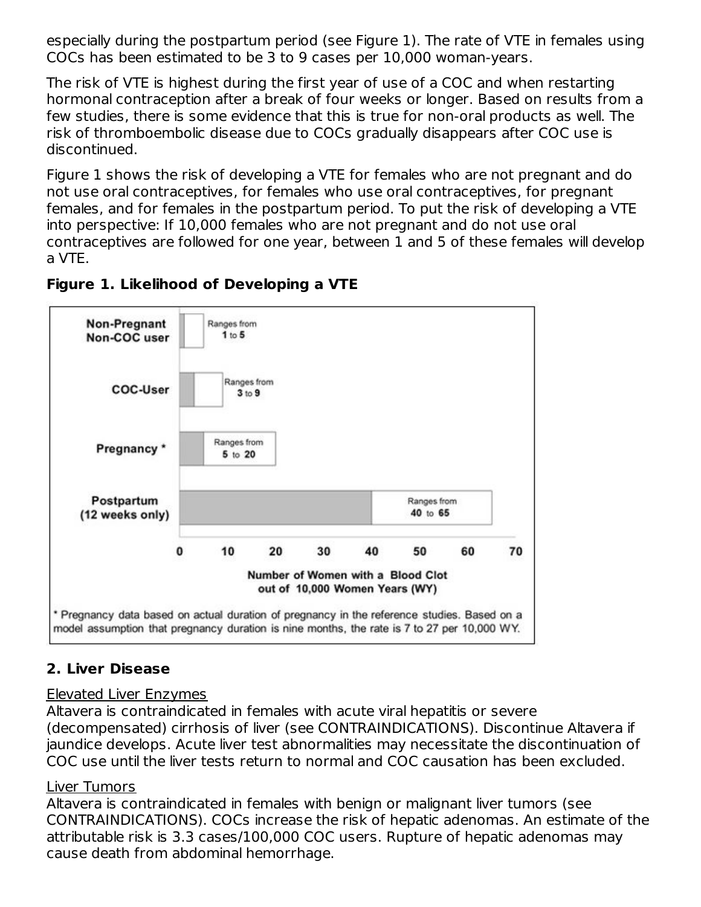especially during the postpartum period (see Figure 1). The rate of VTE in females using COCs has been estimated to be 3 to 9 cases per 10,000 woman-years.

The risk of VTE is highest during the first year of use of a COC and when restarting hormonal contraception after a break of four weeks or longer. Based on results from a few studies, there is some evidence that this is true for non-oral products as well. The risk of thromboembolic disease due to COCs gradually disappears after COC use is discontinued.

Figure 1 shows the risk of developing a VTE for females who are not pregnant and do not use oral contraceptives, for females who use oral contraceptives, for pregnant females, and for females in the postpartum period. To put the risk of developing a VTE into perspective: If 10,000 females who are not pregnant and do not use oral contraceptives are followed for one year, between 1 and 5 of these females will develop a VTE.

**Figure 1. Likelihood of Developing a VTE**

| Group | Number of Women with a Blood Clot out of 10,000 Women Years (WY) |
| --- | --- |
| Non-Pregnant Non-COC user | Ranges from 1 to 5 |
| COC-User | Ranges from 3 to 9 |
| Pregnancy * | Ranges from 5 to 20 |
| Postpartum (12 weeks only) | Ranges from 40 to 65 |

\* Pregnancy data based on actual duration of pregnancy in the reference studies. Based on a model assumption that pregnancy duration is nine months, the rate is 7 to 27 per 10,000 WY.

## 2. Liver Disease

Elevated Liver Enzymes

Altavera is contraindicated in females with acute viral hepatitis or severe (decompensated) cirrhosis of liver (see CONTRAINDICATIONS). Discontinue Altavera if jaundice develops. Acute liver test abnormalities may necessitate the discontinuation of COC use until the liver tests return to normal and COC causation has been excluded.

Liver Tumors

Altavera is contraindicated in females with benign or malignant liver tumors (see CONTRAINDICATIONS). COCs increase the risk of hepatic adenomas. An estimate of the attributable risk is 3.3 cases/100,000 COC users. Rupture of hepatic adenomas may cause death from abdominal hemorrhage.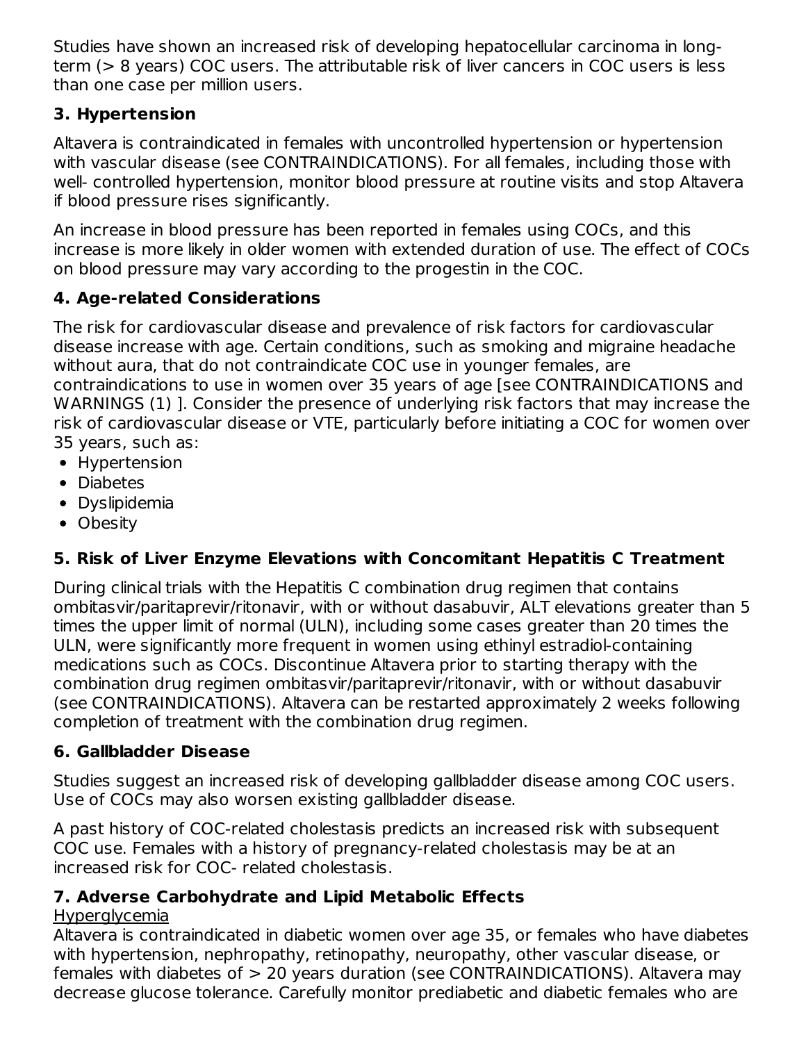Studies have shown an increased risk of developing hepatocellular carcinoma in long-term (> 8 years) COC users. The attributable risk of liver cancers in COC users is less than one case per million users.

### 3. Hypertension

Altavera is contraindicated in females with uncontrolled hypertension or hypertension with vascular disease (see CONTRAINDICATIONS). For all females, including those with well- controlled hypertension, monitor blood pressure at routine visits and stop Altavera if blood pressure rises significantly.

An increase in blood pressure has been reported in females using COCs, and this increase is more likely in older women with extended duration of use. The effect of COCs on blood pressure may vary according to the progestin in the COC.

### 4. Age-related Considerations

The risk for cardiovascular disease and prevalence of risk factors for cardiovascular disease increase with age. Certain conditions, such as smoking and migraine headache without aura, that do not contraindicate COC use in younger females, are contraindications to use in women over 35 years of age [see CONTRAINDICATIONS and WARNINGS (1) ]. Consider the presence of underlying risk factors that may increase the risk of cardiovascular disease or VTE, particularly before initiating a COC for women over 35 years, such as:

- Hypertension
- Diabetes
- Dyslipidemia
- Obesity

### 5. Risk of Liver Enzyme Elevations with Concomitant Hepatitis C Treatment

During clinical trials with the Hepatitis C combination drug regimen that contains ombitasvir/paritaprevir/ritonavir, with or without dasabuvir, ALT elevations greater than 5 times the upper limit of normal (ULN), including some cases greater than 20 times the ULN, were significantly more frequent in women using ethinyl estradiol-containing medications such as COCs. Discontinue Altavera prior to starting therapy with the combination drug regimen ombitasvir/paritaprevir/ritonavir, with or without dasabuvir (see CONTRAINDICATIONS). Altavera can be restarted approximately 2 weeks following completion of treatment with the combination drug regimen.

### 6. Gallbladder Disease

Studies suggest an increased risk of developing gallbladder disease among COC users. Use of COCs may also worsen existing gallbladder disease.

A past history of COC-related cholestasis predicts an increased risk with subsequent COC use. Females with a history of pregnancy-related cholestasis may be at an increased risk for COC- related cholestasis.

### 7. Adverse Carbohydrate and Lipid Metabolic Effects

Hyperglycemia

Altavera is contraindicated in diabetic women over age 35, or females who have diabetes with hypertension, nephropathy, retinopathy, neuropathy, other vascular disease, or females with diabetes of > 20 years duration (see CONTRAINDICATIONS). Altavera may decrease glucose tolerance. Carefully monitor prediabetic and diabetic females who are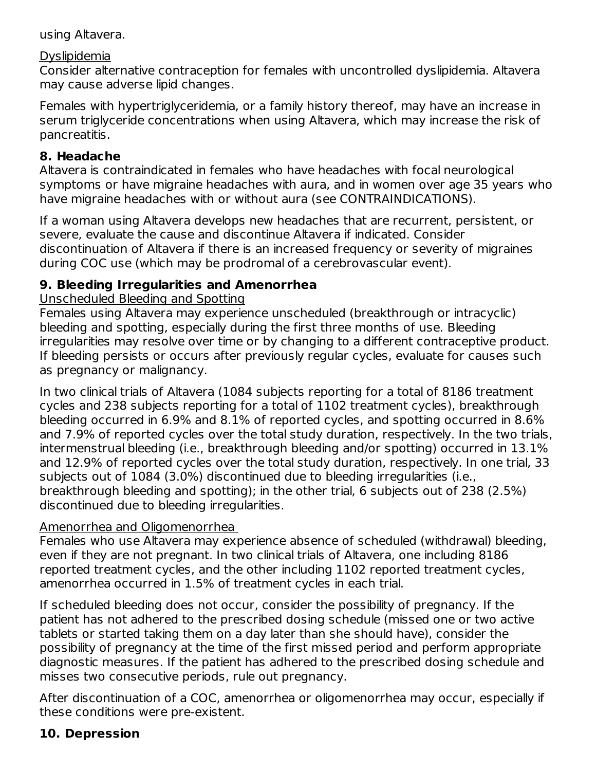using Altavera.

Dyslipidemia

Consider alternative contraception for females with uncontrolled dyslipidemia. Altavera may cause adverse lipid changes.

Females with hypertriglyceridemia, or a family history thereof, may have an increase in serum triglyceride concentrations when using Altavera, which may increase the risk of pancreatitis.

**8. Headache**

Altavera is contraindicated in females who have headaches with focal neurological symptoms or have migraine headaches with aura, and in women over age 35 years who have migraine headaches with or without aura (see CONTRAINDICATIONS).

If a woman using Altavera develops new headaches that are recurrent, persistent, or severe, evaluate the cause and discontinue Altavera if indicated. Consider discontinuation of Altavera if there is an increased frequency or severity of migraines during COC use (which may be prodromal of a cerebrovascular event).

**9. Bleeding Irregularities and Amenorrhea**

Unscheduled Bleeding and Spotting

Females using Altavera may experience unscheduled (breakthrough or intracyclic) bleeding and spotting, especially during the first three months of use. Bleeding irregularities may resolve over time or by changing to a different contraceptive product. If bleeding persists or occurs after previously regular cycles, evaluate for causes such as pregnancy or malignancy.

In two clinical trials of Altavera (1084 subjects reporting for a total of 8186 treatment cycles and 238 subjects reporting for a total of 1102 treatment cycles), breakthrough bleeding occurred in 6.9% and 8.1% of reported cycles, and spotting occurred in 8.6% and 7.9% of reported cycles over the total study duration, respectively. In the two trials, intermenstrual bleeding (i.e., breakthrough bleeding and/or spotting) occurred in 13.1% and 12.9% of reported cycles over the total study duration, respectively. In one trial, 33 subjects out of 1084 (3.0%) discontinued due to bleeding irregularities (i.e., breakthrough bleeding and spotting); in the other trial, 6 subjects out of 238 (2.5%) discontinued due to bleeding irregularities.

Amenorrhea and Oligomenorrhea

Females who use Altavera may experience absence of scheduled (withdrawal) bleeding, even if they are not pregnant. In two clinical trials of Altavera, one including 8186 reported treatment cycles, and the other including 1102 reported treatment cycles, amenorrhea occurred in 1.5% of treatment cycles in each trial.

If scheduled bleeding does not occur, consider the possibility of pregnancy. If the patient has not adhered to the prescribed dosing schedule (missed one or two active tablets or started taking them on a day later than she should have), consider the possibility of pregnancy at the time of the first missed period and perform appropriate diagnostic measures. If the patient has adhered to the prescribed dosing schedule and misses two consecutive periods, rule out pregnancy.

After discontinuation of a COC, amenorrhea or oligomenorrhea may occur, especially if these conditions were pre-existent.

**10. Depression**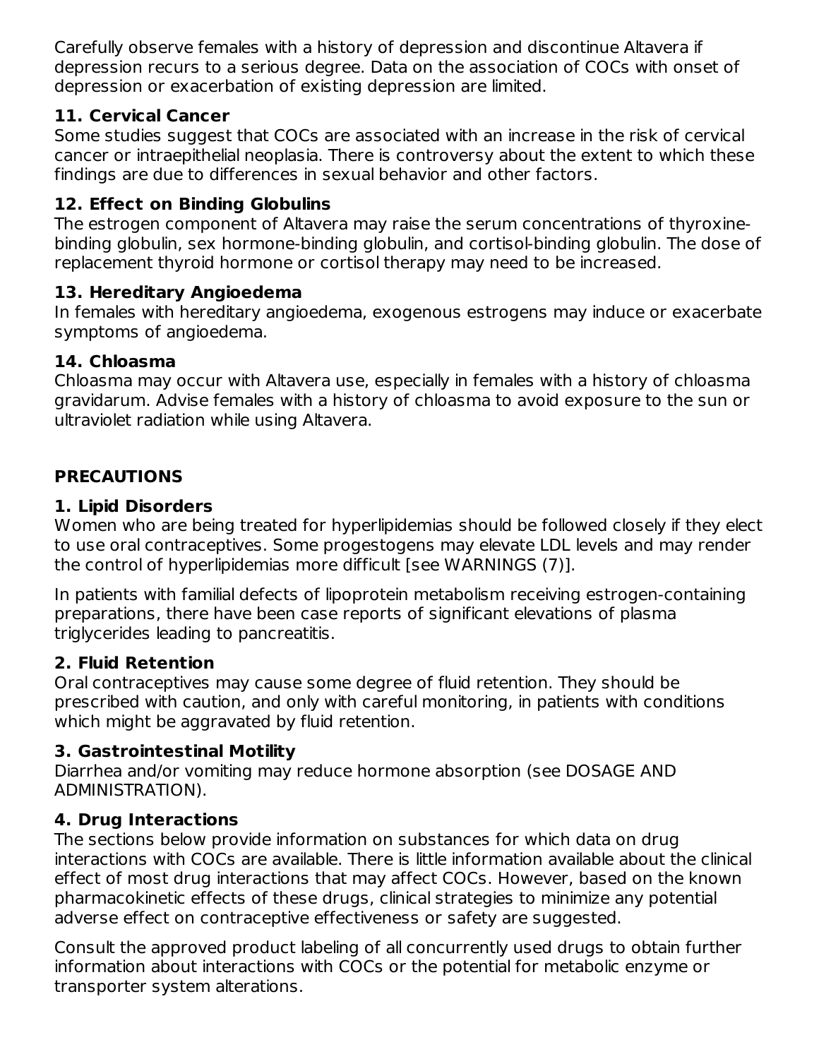Carefully observe females with a history of depression and discontinue Altavera if depression recurs to a serious degree. Data on the association of COCs with onset of depression or exacerbation of existing depression are limited.

### 11. Cervical Cancer

Some studies suggest that COCs are associated with an increase in the risk of cervical cancer or intraepithelial neoplasia. There is controversy about the extent to which these findings are due to differences in sexual behavior and other factors.

### 12. Effect on Binding Globulins

The estrogen component of Altavera may raise the serum concentrations of thyroxine-binding globulin, sex hormone-binding globulin, and cortisol-binding globulin. The dose of replacement thyroid hormone or cortisol therapy may need to be increased.

### 13. Hereditary Angioedema

In females with hereditary angioedema, exogenous estrogens may induce or exacerbate symptoms of angioedema.

### 14. Chloasma

Chloasma may occur with Altavera use, especially in females with a history of chloasma gravidarum. Advise females with a history of chloasma to avoid exposure to the sun or ultraviolet radiation while using Altavera.

## PRECAUTIONS

### 1. Lipid Disorders

Women who are being treated for hyperlipidemias should be followed closely if they elect to use oral contraceptives. Some progestogens may elevate LDL levels and may render the control of hyperlipidemias more difficult [see WARNINGS (7)].

In patients with familial defects of lipoprotein metabolism receiving estrogen-containing preparations, there have been case reports of significant elevations of plasma triglycerides leading to pancreatitis.

### 2. Fluid Retention

Oral contraceptives may cause some degree of fluid retention. They should be prescribed with caution, and only with careful monitoring, in patients with conditions which might be aggravated by fluid retention.

### 3. Gastrointestinal Motility

Diarrhea and/or vomiting may reduce hormone absorption (see DOSAGE AND ADMINISTRATION).

### 4. Drug Interactions

The sections below provide information on substances for which data on drug interactions with COCs are available. There is little information available about the clinical effect of most drug interactions that may affect COCs. However, based on the known pharmacokinetic effects of these drugs, clinical strategies to minimize any potential adverse effect on contraceptive effectiveness or safety are suggested.

Consult the approved product labeling of all concurrently used drugs to obtain further information about interactions with COCs or the potential for metabolic enzyme or transporter system alterations.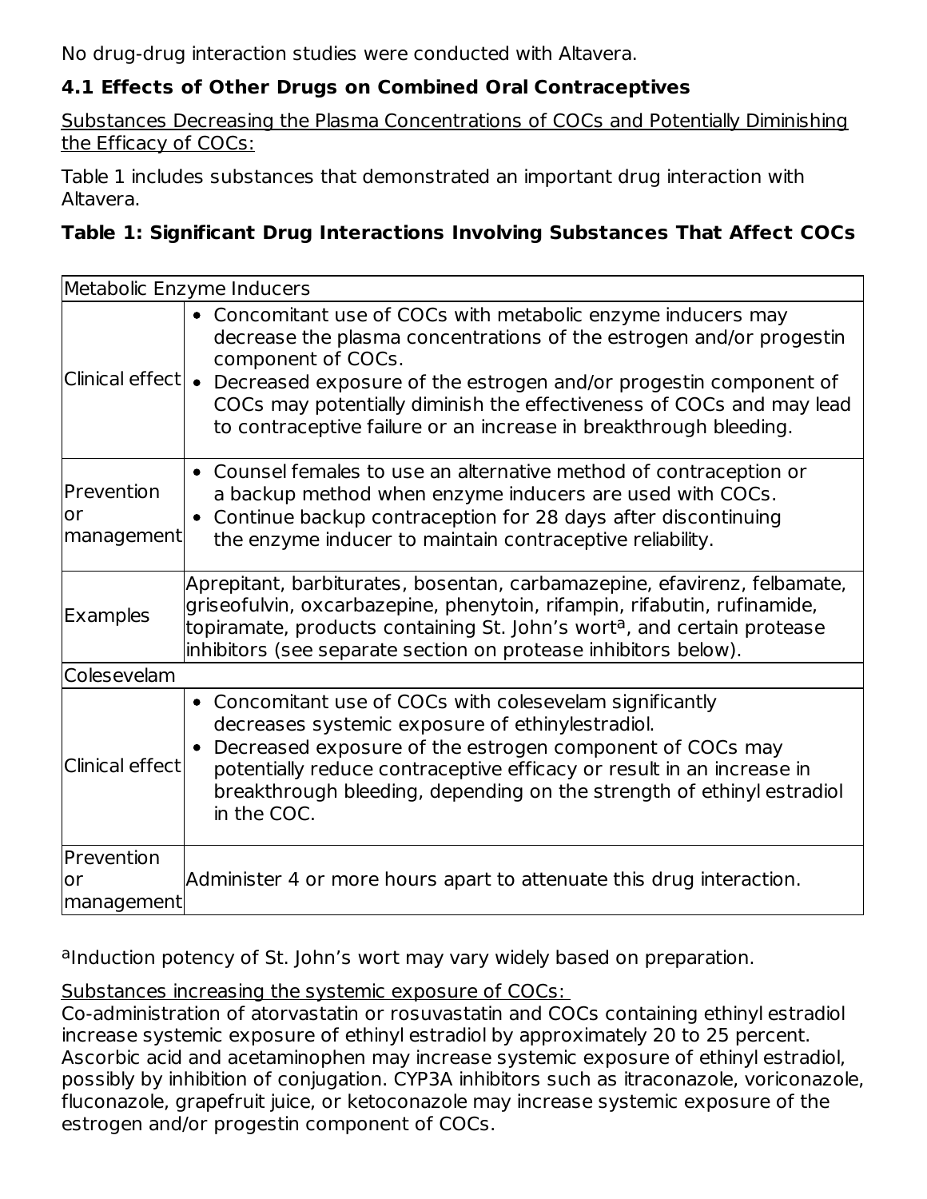No drug-drug interaction studies were conducted with Altavera.

### 4.1 Effects of Other Drugs on Combined Oral Contraceptives

Substances Decreasing the Plasma Concentrations of COCs and Potentially Diminishing the Efficacy of COCs:

Table 1 includes substances that demonstrated an important drug interaction with Altavera.

**Table 1: Significant Drug Interactions Involving Substances That Affect COCs**

| Metabolic Enzyme Inducers | |
|---|---|
| Clinical effect | • Concomitant use of COCs with metabolic enzyme inducers may decrease the plasma concentrations of the estrogen and/or progestin component of COCs.<br>• Decreased exposure of the estrogen and/or progestin component of COCs may potentially diminish the effectiveness of COCs and may lead to contraceptive failure or an increase in breakthrough bleeding. |
| Prevention or management | • Counsel females to use an alternative method of contraception or a backup method when enzyme inducers are used with COCs.<br>• Continue backup contraception for 28 days after discontinuing the enzyme inducer to maintain contraceptive reliability. |
| Examples | Aprepitant, barbiturates, bosentan, carbamazepine, efavirenz, felbamate, griseofulvin, oxcarbazepine, phenytoin, rifampin, rifabutin, rufinamide, topiramate, products containing St. John's wort[a], and certain protease inhibitors (see separate section on protease inhibitors below). |
| **Colesevelam** | |
| Clinical effect | • Concomitant use of COCs with colesevelam significantly decreases systemic exposure of ethinylestradiol.<br>• Decreased exposure of the estrogen component of COCs may potentially reduce contraceptive efficacy or result in an increase in breakthrough bleeding, depending on the strength of ethinyl estradiol in the COC. |
| Prevention or management | Administer 4 or more hours apart to attenuate this drug interaction. |

[a]Induction potency of St. John's wort may vary widely based on preparation.

Substances increasing the systemic exposure of COCs:
Co-administration of atorvastatin or rosuvastatin and COCs containing ethinyl estradiol increase systemic exposure of ethinyl estradiol by approximately 20 to 25 percent. Ascorbic acid and acetaminophen may increase systemic exposure of ethinyl estradiol, possibly by inhibition of conjugation. CYP3A inhibitors such as itraconazole, voriconazole, fluconazole, grapefruit juice, or ketoconazole may increase systemic exposure of the estrogen and/or progestin component of COCs.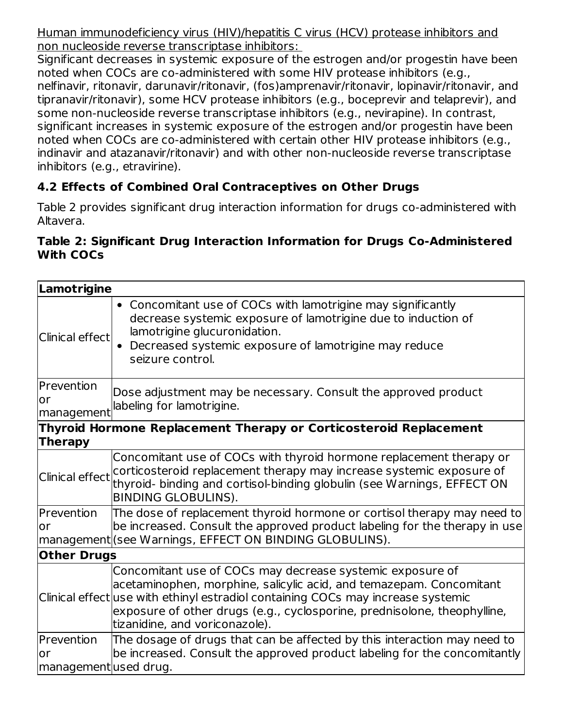Human immunodeficiency virus (HIV)/hepatitis C virus (HCV) protease inhibitors and non nucleoside reverse transcriptase inhibitors:

Significant decreases in systemic exposure of the estrogen and/or progestin have been noted when COCs are co-administered with some HIV protease inhibitors (e.g., nelfinavir, ritonavir, darunavir/ritonavir, (fos)amprenavir/ritonavir, lopinavir/ritonavir, and tipranavir/ritonavir), some HCV protease inhibitors (e.g., boceprevir and telaprevir), and some non-nucleoside reverse transcriptase inhibitors (e.g., nevirapine). In contrast, significant increases in systemic exposure of the estrogen and/or progestin have been noted when COCs are co-administered with certain other HIV protease inhibitors (e.g., indinavir and atazanavir/ritonavir) and with other non-nucleoside reverse transcriptase inhibitors (e.g., etravirine).

### 4.2 Effects of Combined Oral Contraceptives on Other Drugs

Table 2 provides significant drug interaction information for drugs co-administered with Altavera.

**Table 2: Significant Drug Interaction Information for Drugs Co-Administered With COCs**

| **Lamotrigine** | |
|---|---|
| Clinical effect | • Concomitant use of COCs with lamotrigine may significantly decrease systemic exposure of lamotrigine due to induction of lamotrigine glucuronidation.<br>• Decreased systemic exposure of lamotrigine may reduce seizure control. |
| Prevention or management | Dose adjustment may be necessary. Consult the approved product labeling for lamotrigine. |
| **Thyroid Hormone Replacement Therapy or Corticosteroid Replacement Therapy** | |
| Clinical effect | Concomitant use of COCs with thyroid hormone replacement therapy or corticosteroid replacement therapy may increase systemic exposure of thyroid- binding and cortisol-binding globulin (see Warnings, EFFECT ON BINDING GLOBULINS). |
| Prevention or management | The dose of replacement thyroid hormone or cortisol therapy may need to be increased. Consult the approved product labeling for the therapy in use (see Warnings, EFFECT ON BINDING GLOBULINS). |
| **Other Drugs** | |
| Clinical effect | Concomitant use of COCs may decrease systemic exposure of acetaminophen, morphine, salicylic acid, and temazepam. Concomitant use with ethinyl estradiol containing COCs may increase systemic exposure of other drugs (e.g., cyclosporine, prednisolone, theophylline, tizanidine, and voriconazole). |
| Prevention or management | The dosage of drugs that can be affected by this interaction may need to be increased. Consult the approved product labeling for the concomitantly used drug. |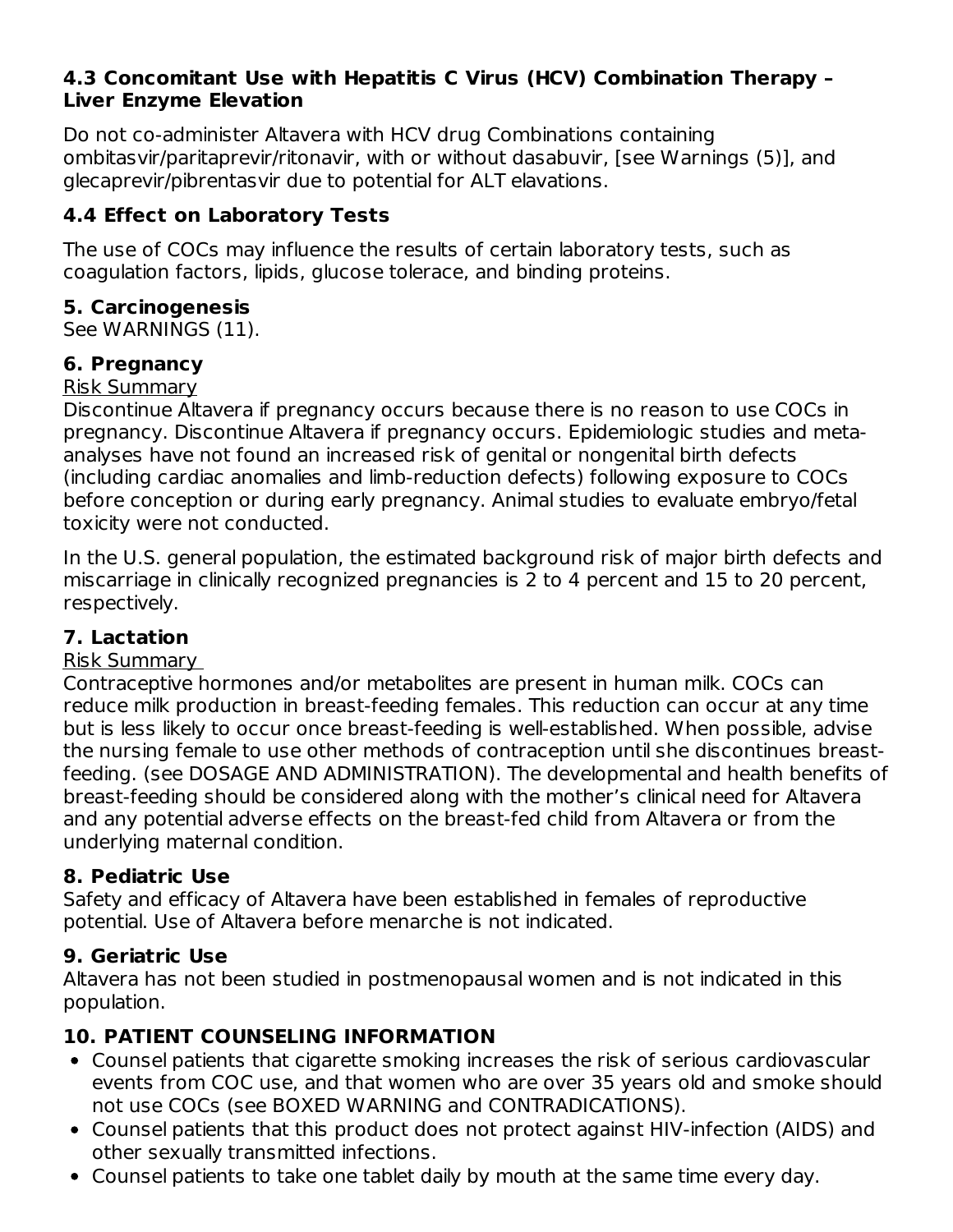### 4.3 Concomitant Use with Hepatitis C Virus (HCV) Combination Therapy – Liver Enzyme Elevation

Do not co-administer Altavera with HCV drug Combinations containing ombitasvir/paritaprevir/ritonavir, with or without dasabuvir, [see Warnings (5)], and glecaprevir/pibrentasvir due to potential for ALT elavations.

### 4.4 Effect on Laboratory Tests

The use of COCs may influence the results of certain laboratory tests, such as coagulation factors, lipids, glucose tolerace, and binding proteins.

### 5. Carcinogenesis

See WARNINGS (11).

### 6. Pregnancy

Risk Summary

Discontinue Altavera if pregnancy occurs because there is no reason to use COCs in pregnancy. Discontinue Altavera if pregnancy occurs. Epidemiologic studies and meta-analyses have not found an increased risk of genital or nongenital birth defects (including cardiac anomalies and limb-reduction defects) following exposure to COCs before conception or during early pregnancy. Animal studies to evaluate embryo/fetal toxicity were not conducted.

In the U.S. general population, the estimated background risk of major birth defects and miscarriage in clinically recognized pregnancies is 2 to 4 percent and 15 to 20 percent, respectively.

### 7. Lactation

Risk Summary

Contraceptive hormones and/or metabolites are present in human milk. COCs can reduce milk production in breast-feeding females. This reduction can occur at any time but is less likely to occur once breast-feeding is well-established. When possible, advise the nursing female to use other methods of contraception until she discontinues breast-feeding. (see DOSAGE AND ADMINISTRATION). The developmental and health benefits of breast-feeding should be considered along with the mother's clinical need for Altavera and any potential adverse effects on the breast-fed child from Altavera or from the underlying maternal condition.

### 8. Pediatric Use

Safety and efficacy of Altavera have been established in females of reproductive potential. Use of Altavera before menarche is not indicated.

### 9. Geriatric Use

Altavera has not been studied in postmenopausal women and is not indicated in this population.

### 10. PATIENT COUNSELING INFORMATION

- Counsel patients that cigarette smoking increases the risk of serious cardiovascular events from COC use, and that women who are over 35 years old and smoke should not use COCs (see BOXED WARNING and CONTRADICATIONS).
- Counsel patients that this product does not protect against HIV-infection (AIDS) and other sexually transmitted infections.
- Counsel patients to take one tablet daily by mouth at the same time every day.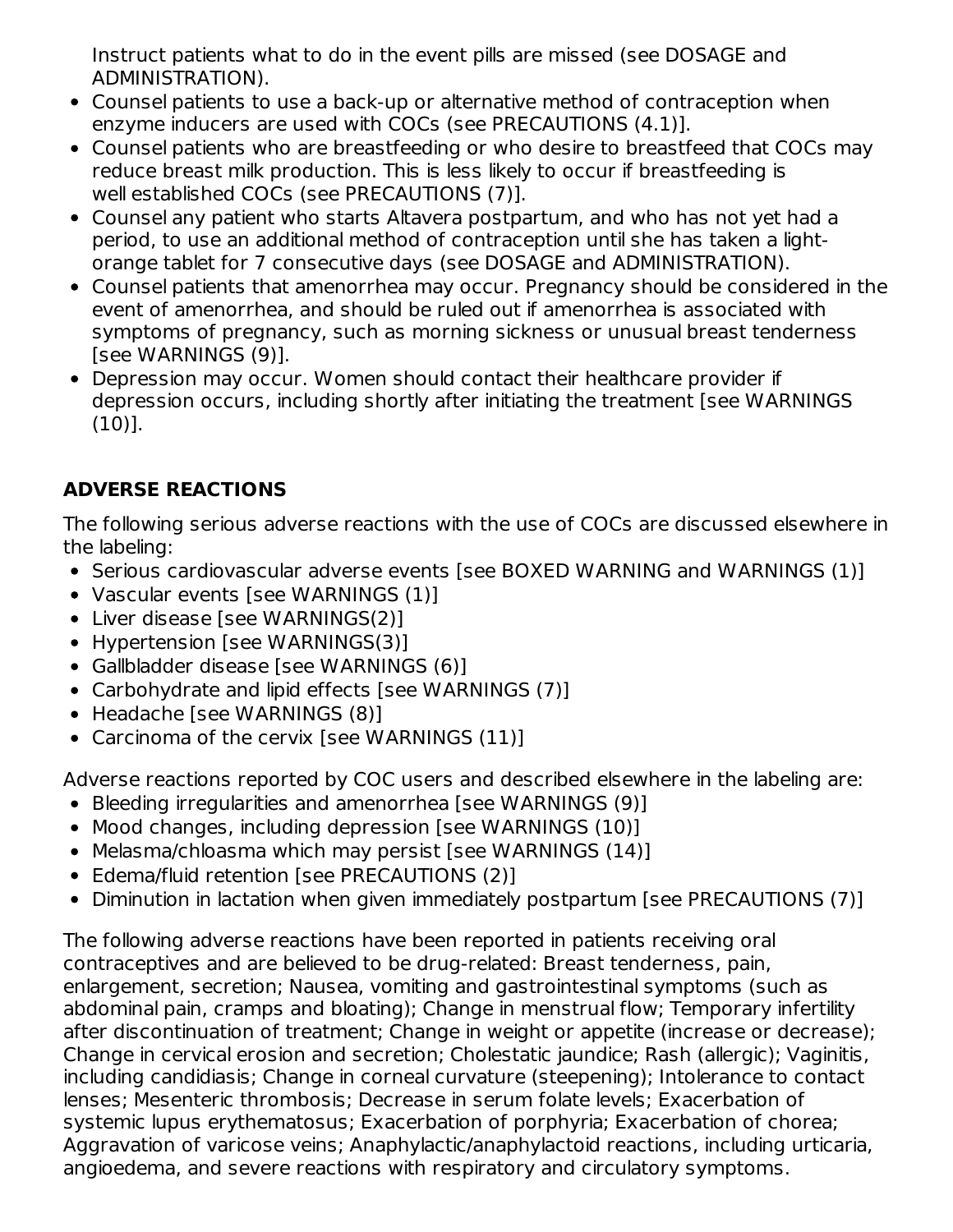Instruct patients what to do in the event pills are missed (see DOSAGE and ADMINISTRATION).

- Counsel patients to use a back-up or alternative method of contraception when enzyme inducers are used with COCs (see PRECAUTIONS (4.1)].
- Counsel patients who are breastfeeding or who desire to breastfeed that COCs may reduce breast milk production. This is less likely to occur if breastfeeding is well established COCs (see PRECAUTIONS (7)].
- Counsel any patient who starts Altavera postpartum, and who has not yet had a period, to use an additional method of contraception until she has taken a light-orange tablet for 7 consecutive days (see DOSAGE and ADMINISTRATION).
- Counsel patients that amenorrhea may occur. Pregnancy should be considered in the event of amenorrhea, and should be ruled out if amenorrhea is associated with symptoms of pregnancy, such as morning sickness or unusual breast tenderness [see WARNINGS (9)].
- Depression may occur. Women should contact their healthcare provider if depression occurs, including shortly after initiating the treatment [see WARNINGS (10)].

## ADVERSE REACTIONS

The following serious adverse reactions with the use of COCs are discussed elsewhere in the labeling:

- Serious cardiovascular adverse events [see BOXED WARNING and WARNINGS (1)]
- Vascular events [see WARNINGS (1)]
- Liver disease [see WARNINGS(2)]
- Hypertension [see WARNINGS(3)]
- Gallbladder disease [see WARNINGS (6)]
- Carbohydrate and lipid effects [see WARNINGS (7)]
- Headache [see WARNINGS (8)]
- Carcinoma of the cervix [see WARNINGS (11)]

Adverse reactions reported by COC users and described elsewhere in the labeling are:

- Bleeding irregularities and amenorrhea [see WARNINGS (9)]
- Mood changes, including depression [see WARNINGS (10)]
- Melasma/chloasma which may persist [see WARNINGS (14)]
- Edema/fluid retention [see PRECAUTIONS (2)]
- Diminution in lactation when given immediately postpartum [see PRECAUTIONS (7)]

The following adverse reactions have been reported in patients receiving oral contraceptives and are believed to be drug-related: Breast tenderness, pain, enlargement, secretion; Nausea, vomiting and gastrointestinal symptoms (such as abdominal pain, cramps and bloating); Change in menstrual flow; Temporary infertility after discontinuation of treatment; Change in weight or appetite (increase or decrease); Change in cervical erosion and secretion; Cholestatic jaundice; Rash (allergic); Vaginitis, including candidiasis; Change in corneal curvature (steepening); Intolerance to contact lenses; Mesenteric thrombosis; Decrease in serum folate levels; Exacerbation of systemic lupus erythematosus; Exacerbation of porphyria; Exacerbation of chorea; Aggravation of varicose veins; Anaphylactic/anaphylactoid reactions, including urticaria, angioedema, and severe reactions with respiratory and circulatory symptoms.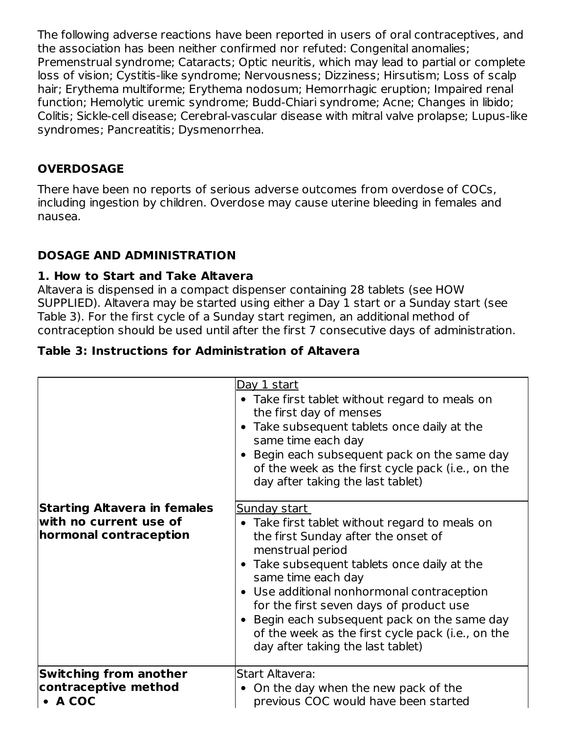The following adverse reactions have been reported in users of oral contraceptives, and the association has been neither confirmed nor refuted: Congenital anomalies; Premenstrual syndrome; Cataracts; Optic neuritis, which may lead to partial or complete loss of vision; Cystitis-like syndrome; Nervousness; Dizziness; Hirsutism; Loss of scalp hair; Erythema multiforme; Erythema nodosum; Hemorrhagic eruption; Impaired renal function; Hemolytic uremic syndrome; Budd-Chiari syndrome; Acne; Changes in libido; Colitis; Sickle-cell disease; Cerebral-vascular disease with mitral valve prolapse; Lupus-like syndromes; Pancreatitis; Dysmenorrhea.

## OVERDOSAGE

There have been no reports of serious adverse outcomes from overdose of COCs, including ingestion by children. Overdose may cause uterine bleeding in females and nausea.

## DOSAGE AND ADMINISTRATION

### 1. How to Start and Take Altavera

Altavera is dispensed in a compact dispenser containing 28 tablets (see HOW SUPPLIED). Altavera may be started using either a Day 1 start or a Sunday start (see Table 3). For the first cycle of a Sunday start regimen, an additional method of contraception should be used until after the first 7 consecutive days of administration.

**Table 3: Instructions for Administration of Altavera**

| | |
|---|---|
| **Starting Altavera in females with no current use of hormonal contraception** | <u>Day 1 start</u><br>• Take first tablet without regard to meals on the first day of menses<br>• Take subsequent tablets once daily at the same time each day<br>• Begin each subsequent pack on the same day of the week as the first cycle pack (i.e., on the day after taking the last tablet) |
| | <u>Sunday start</u><br>• Take first tablet without regard to meals on the first Sunday after the onset of menstrual period<br>• Take subsequent tablets once daily at the same time each day<br>• Use additional nonhormonal contraception for the first seven days of product use<br>• Begin each subsequent pack on the same day of the week as the first cycle pack (i.e., on the day after taking the last tablet) |
| **Switching from another contraceptive method**<br>• **A COC** | Start Altavera:<br>• On the day when the new pack of the previous COC would have been started |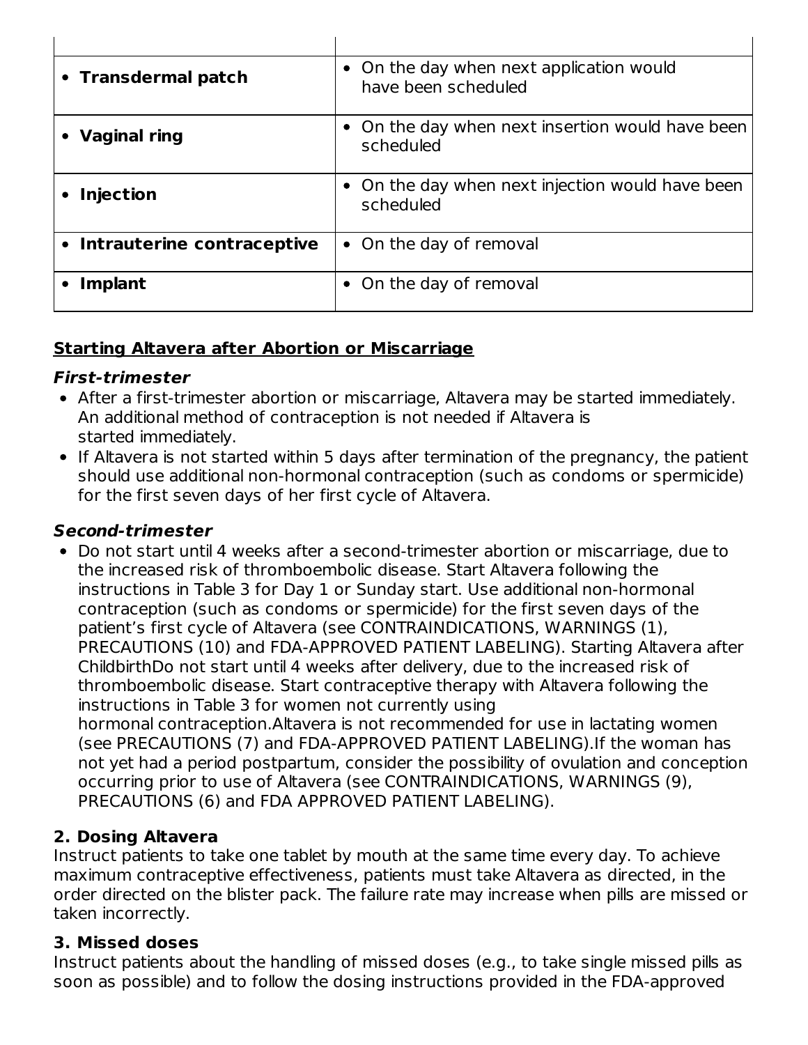| | |
|---|---|
| • **Transdermal patch** | • On the day when next application would have been scheduled |
| • **Vaginal ring** | • On the day when next insertion would have been scheduled |
| • **Injection** | • On the day when next injection would have been scheduled |
| • **Intrauterine contraceptive** | • On the day of removal |
| • **Implant** | • On the day of removal |

**Starting Altavera after Abortion or Miscarriage**

***First-trimester***

- After a first-trimester abortion or miscarriage, Altavera may be started immediately. An additional method of contraception is not needed if Altavera is started immediately.
- If Altavera is not started within 5 days after termination of the pregnancy, the patient should use additional non-hormonal contraception (such as condoms or spermicide) for the first seven days of her first cycle of Altavera.

***Second-trimester***

- Do not start until 4 weeks after a second-trimester abortion or miscarriage, due to the increased risk of thromboembolic disease. Start Altavera following the instructions in Table 3 for Day 1 or Sunday start. Use additional non-hormonal contraception (such as condoms or spermicide) for the first seven days of the patient's first cycle of Altavera (see CONTRAINDICATIONS, WARNINGS (1), PRECAUTIONS (10) and FDA-APPROVED PATIENT LABELING). Starting Altavera after ChildbirthDo not start until 4 weeks after delivery, due to the increased risk of thromboembolic disease. Start contraceptive therapy with Altavera following the instructions in Table 3 for women not currently using hormonal contraception.Altavera is not recommended for use in lactating women (see PRECAUTIONS (7) and FDA-APPROVED PATIENT LABELING).If the woman has not yet had a period postpartum, consider the possibility of ovulation and conception occurring prior to use of Altavera (see CONTRAINDICATIONS, WARNINGS (9), PRECAUTIONS (6) and FDA APPROVED PATIENT LABELING).

**2. Dosing Altavera**

Instruct patients to take one tablet by mouth at the same time every day. To achieve maximum contraceptive effectiveness, patients must take Altavera as directed, in the order directed on the blister pack. The failure rate may increase when pills are missed or taken incorrectly.

**3. Missed doses**

Instruct patients about the handling of missed doses (e.g., to take single missed pills as soon as possible) and to follow the dosing instructions provided in the FDA-approved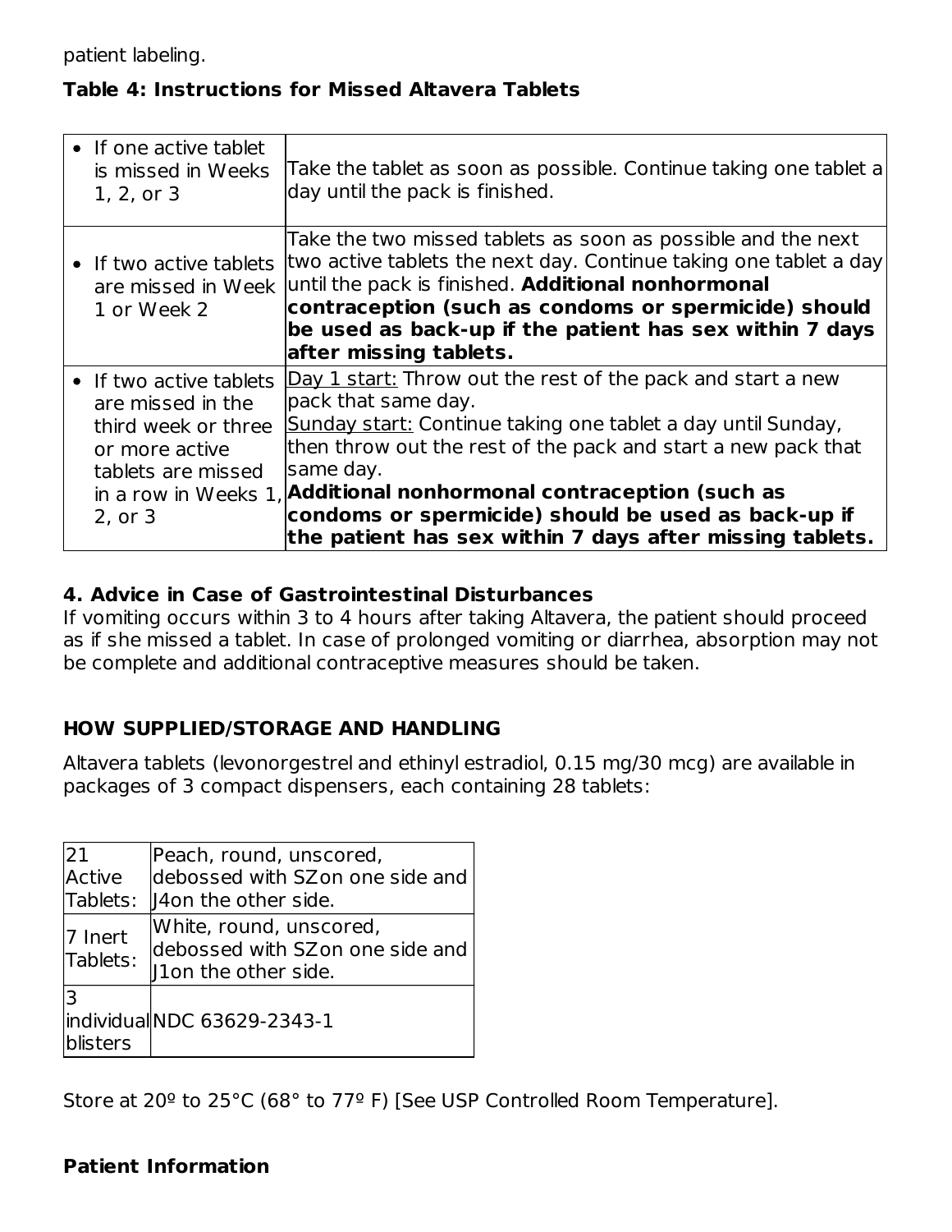patient labeling.

**Table 4: Instructions for Missed Altavera Tablets**

| | |
|---|---|
| • If one active tablet is missed in Weeks 1, 2, or 3 | Take the tablet as soon as possible. Continue taking one tablet a day until the pack is finished. |
| • If two active tablets are missed in Week 1 or Week 2 | Take the two missed tablets as soon as possible and the next two active tablets the next day. Continue taking one tablet a day until the pack is finished. **Additional nonhormonal contraception (such as condoms or spermicide) should be used as back-up if the patient has sex within 7 days after missing tablets.** |
| • If two active tablets are missed in the third week or three or more active tablets are missed in a row in Weeks 1, 2, or 3 | <u>Day 1 start:</u> Throw out the rest of the pack and start a new pack that same day. <u>Sunday start:</u> Continue taking one tablet a day until Sunday, then throw out the rest of the pack and start a new pack that same day. **Additional nonhormonal contraception (such as condoms or spermicide) should be used as back-up if the patient has sex within 7 days after missing tablets.** |

**4. Advice in Case of Gastrointestinal Disturbances**

If vomiting occurs within 3 to 4 hours after taking Altavera, the patient should proceed as if she missed a tablet. In case of prolonged vomiting or diarrhea, absorption may not be complete and additional contraceptive measures should be taken.

## HOW SUPPLIED/STORAGE AND HANDLING

Altavera tablets (levonorgestrel and ethinyl estradiol, 0.15 mg/30 mcg) are available in packages of 3 compact dispensers, each containing 28 tablets:

| | |
|---|---|
| 21 Active Tablets: | Peach, round, unscored, debossed with SZon one side and J4on the other side. |
| 7 Inert Tablets: | White, round, unscored, debossed with SZon one side and J1on the other side. |
| 3 individual blisters | NDC 63629-2343-1 |

Store at 20º to 25°C (68° to 77º F) [See USP Controlled Room Temperature].

**Patient Information**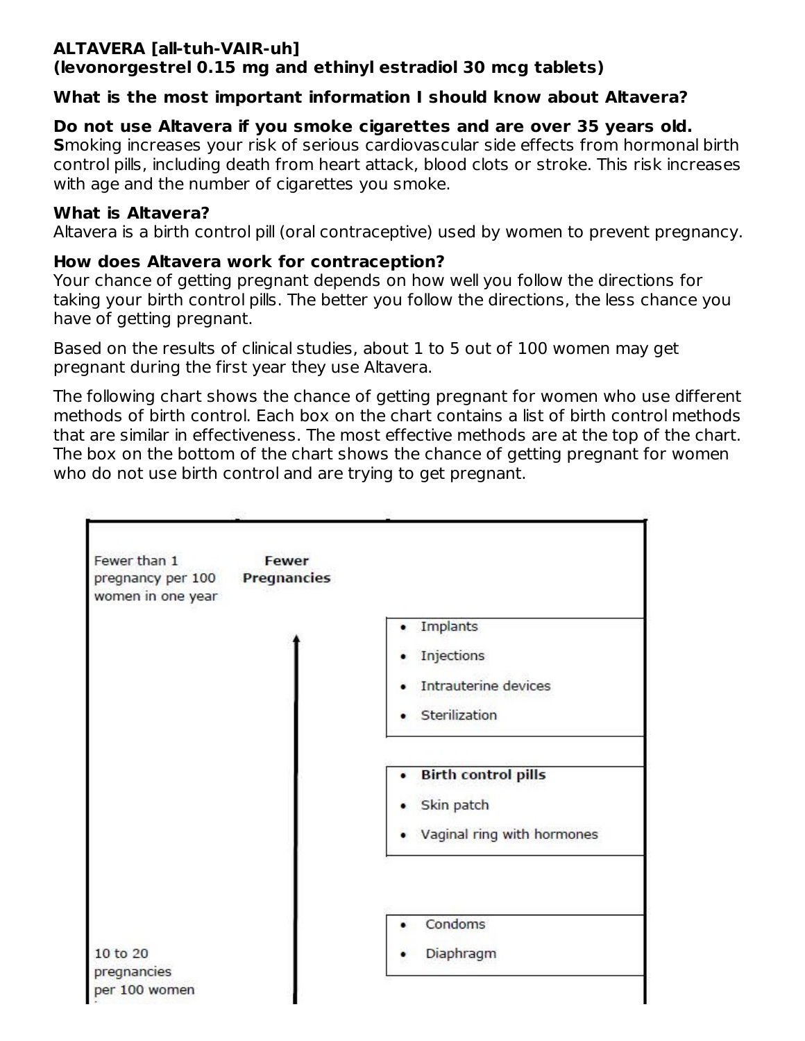**ALTAVERA [all-tuh-VAIR-uh]**
**(levonorgestrel 0.15 mg and ethinyl estradiol 30 mcg tablets)**

**What is the most important information I should know about Altavera?**

**Do not use Altavera if you smoke cigarettes and are over 35 years old.**
**S**moking increases your risk of serious cardiovascular side effects from hormonal birth control pills, including death from heart attack, blood clots or stroke. This risk increases with age and the number of cigarettes you smoke.

**What is Altavera?**
Altavera is a birth control pill (oral contraceptive) used by women to prevent pregnancy.

**How does Altavera work for contraception?**
Your chance of getting pregnant depends on how well you follow the directions for taking your birth control pills. The better you follow the directions, the less chance you have of getting pregnant.

Based on the results of clinical studies, about 1 to 5 out of 100 women may get pregnant during the first year they use Altavera.

The following chart shows the chance of getting pregnant for women who use different methods of birth control. Each box on the chart contains a list of birth control methods that are similar in effectiveness. The most effective methods are at the top of the chart. The box on the bottom of the chart shows the chance of getting pregnant for women who do not use birth control and are trying to get pregnant.

| | | |
|---|---|---|
| Fewer than 1 pregnancy per 100 women in one year | **Fewer Pregnancies** ↑ | |
| | | • Implants<br>• Injections<br>• Intrauterine devices<br>• Sterilization |
| | | • **Birth control pills**<br>• Skin patch<br>• Vaginal ring with hormones |
| 10 to 20 pregnancies per 100 women | | • Condoms<br>• Diaphragm |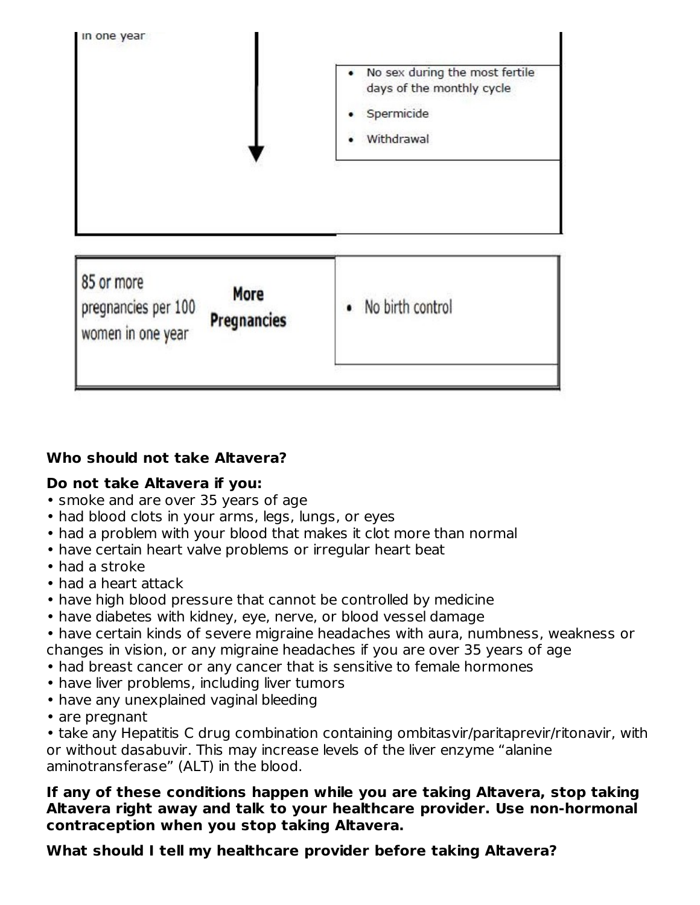| | |
|---|---|
| in one year | • No sex during the most fertile days of the monthly cycle<br>• Spermicide<br>• Withdrawal |
| 85 or more pregnancies per 100 women in one year **More Pregnancies** | • No birth control |

**Who should not take Altavera?**

**Do not take Altavera if you:**

- smoke and are over 35 years of age
- had blood clots in your arms, legs, lungs, or eyes
- had a problem with your blood that makes it clot more than normal
- have certain heart valve problems or irregular heart beat
- had a stroke
- had a heart attack
- have high blood pressure that cannot be controlled by medicine
- have diabetes with kidney, eye, nerve, or blood vessel damage
- have certain kinds of severe migraine headaches with aura, numbness, weakness or changes in vision, or any migraine headaches if you are over 35 years of age
- had breast cancer or any cancer that is sensitive to female hormones
- have liver problems, including liver tumors
- have any unexplained vaginal bleeding
- are pregnant
- take any Hepatitis C drug combination containing ombitasvir/paritaprevir/ritonavir, with or without dasabuvir. This may increase levels of the liver enzyme "alanine aminotransferase" (ALT) in the blood.

**If any of these conditions happen while you are taking Altavera, stop taking Altavera right away and talk to your healthcare provider. Use non-hormonal contraception when you stop taking Altavera.**

**What should I tell my healthcare provider before taking Altavera?**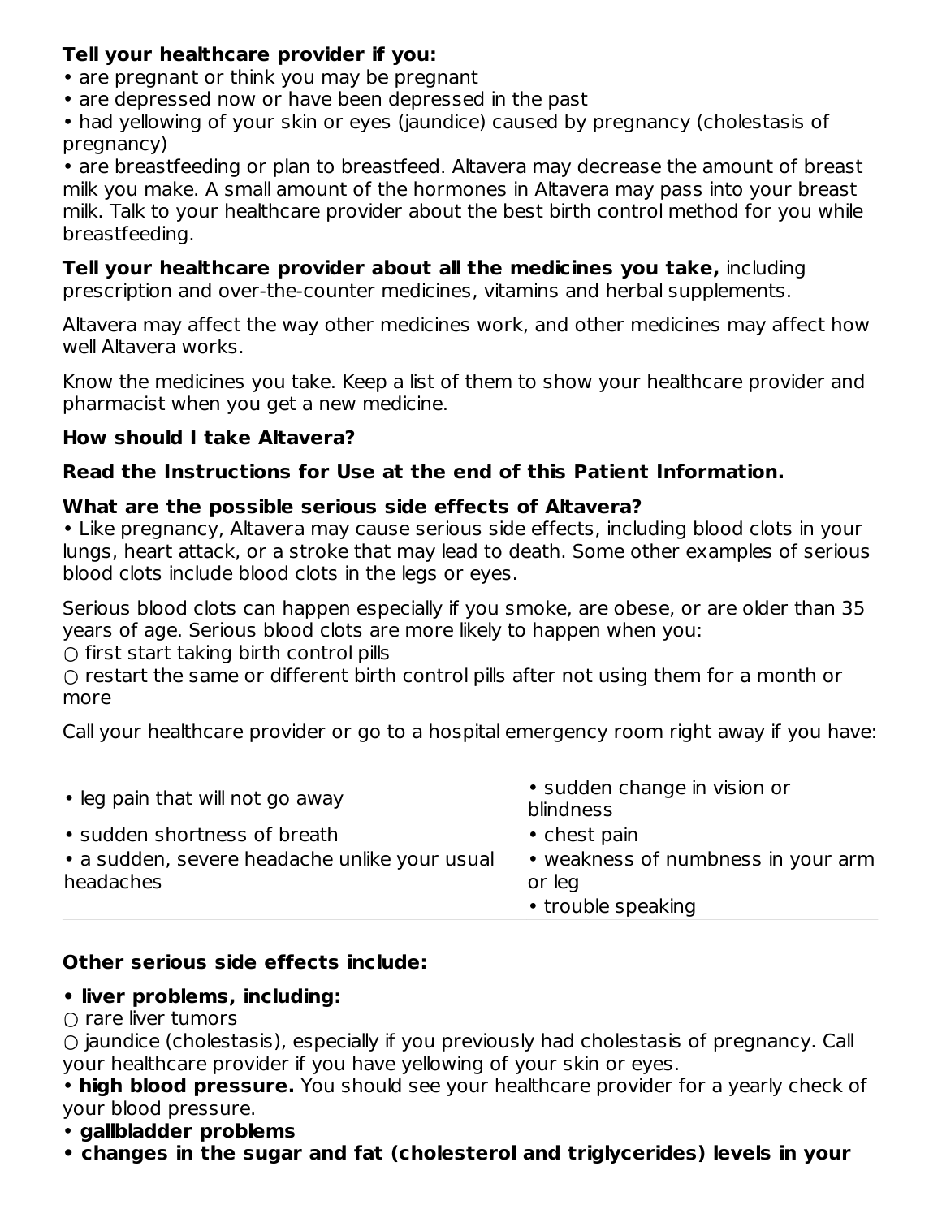**Tell your healthcare provider if you:**

- are pregnant or think you may be pregnant
- are depressed now or have been depressed in the past
- had yellowing of your skin or eyes (jaundice) caused by pregnancy (cholestasis of pregnancy)
- are breastfeeding or plan to breastfeed. Altavera may decrease the amount of breast milk you make. A small amount of the hormones in Altavera may pass into your breast milk. Talk to your healthcare provider about the best birth control method for you while breastfeeding.

**Tell your healthcare provider about all the medicines you take,** including prescription and over-the-counter medicines, vitamins and herbal supplements.

Altavera may affect the way other medicines work, and other medicines may affect how well Altavera works.

Know the medicines you take. Keep a list of them to show your healthcare provider and pharmacist when you get a new medicine.

**How should I take Altavera?**

**Read the Instructions for Use at the end of this Patient Information.**

**What are the possible serious side effects of Altavera?**

- Like pregnancy, Altavera may cause serious side effects, including blood clots in your lungs, heart attack, or a stroke that may lead to death. Some other examples of serious blood clots include blood clots in the legs or eyes.

Serious blood clots can happen especially if you smoke, are obese, or are older than 35 years of age. Serious blood clots are more likely to happen when you:

- first start taking birth control pills
- restart the same or different birth control pills after not using them for a month or more

Call your healthcare provider or go to a hospital emergency room right away if you have:

| | |
|---|---|
| • leg pain that will not go away | • sudden change in vision or blindness |
| • sudden shortness of breath | • chest pain |
| • a sudden, severe headache unlike your usual headaches | • weakness of numbness in your arm or leg<br>• trouble speaking |

**Other serious side effects include:**

- **liver problems, including:**
  - rare liver tumors
  - jaundice (cholestasis), especially if you previously had cholestasis of pregnancy. Call your healthcare provider if you have yellowing of your skin or eyes.
- **high blood pressure.** You should see your healthcare provider for a yearly check of your blood pressure.
- **gallbladder problems**
- **changes in the sugar and fat (cholesterol and triglycerides) levels in your**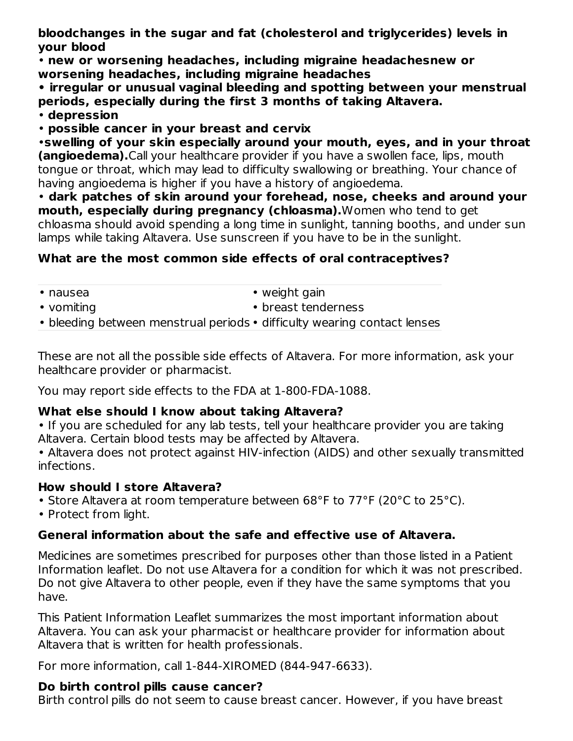**bloodchanges in the sugar and fat (cholesterol and triglycerides) levels in your blood**

- **new or worsening headaches, including migraine headachesnew or worsening headaches, including migraine headaches**
- **irregular or unusual vaginal bleeding and spotting between your menstrual periods, especially during the first 3 months of taking Altavera.**
- **depression**
- **possible cancer in your breast and cervix**
- **swelling of your skin especially around your mouth, eyes, and in your throat (angioedema).** Call your healthcare provider if you have a swollen face, lips, mouth tongue or throat, which may lead to difficulty swallowing or breathing. Your chance of having angioedema is higher if you have a history of angioedema.
- **dark patches of skin around your forehead, nose, cheeks and around your mouth, especially during pregnancy (chloasma).** Women who tend to get chloasma should avoid spending a long time in sunlight, tanning booths, and under sun lamps while taking Altavera. Use sunscreen if you have to be in the sunlight.

**What are the most common side effects of oral contraceptives?**

| | |
|---|---|
| • nausea | • weight gain |
| • vomiting | • breast tenderness |
| • bleeding between menstrual periods | • difficulty wearing contact lenses |

These are not all the possible side effects of Altavera. For more information, ask your healthcare provider or pharmacist.

You may report side effects to the FDA at 1-800-FDA-1088.

**What else should I know about taking Altavera?**

- If you are scheduled for any lab tests, tell your healthcare provider you are taking Altavera. Certain blood tests may be affected by Altavera.
- Altavera does not protect against HIV-infection (AIDS) and other sexually transmitted infections.

**How should I store Altavera?**

- Store Altavera at room temperature between 68°F to 77°F (20°C to 25°C).
- Protect from light.

**General information about the safe and effective use of Altavera.**

Medicines are sometimes prescribed for purposes other than those listed in a Patient Information leaflet. Do not use Altavera for a condition for which it was not prescribed. Do not give Altavera to other people, even if they have the same symptoms that you have.

This Patient Information Leaflet summarizes the most important information about Altavera. You can ask your pharmacist or healthcare provider for information about Altavera that is written for health professionals.

For more information, call 1-844-XIROMED (844-947-6633).

**Do birth control pills cause cancer?**

Birth control pills do not seem to cause breast cancer. However, if you have breast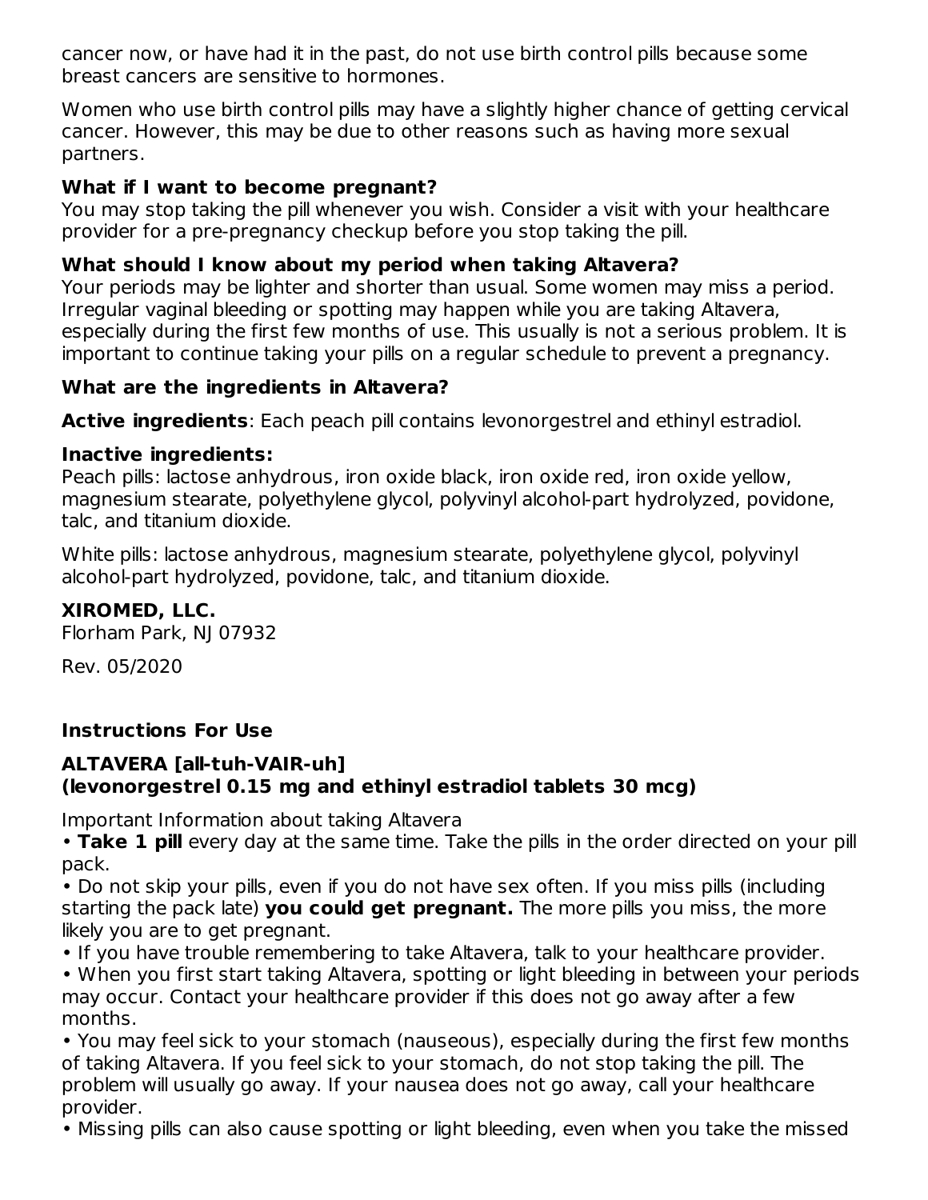cancer now, or have had it in the past, do not use birth control pills because some breast cancers are sensitive to hormones.

Women who use birth control pills may have a slightly higher chance of getting cervical cancer. However, this may be due to other reasons such as having more sexual partners.

**What if I want to become pregnant?**
You may stop taking the pill whenever you wish. Consider a visit with your healthcare provider for a pre-pregnancy checkup before you stop taking the pill.

**What should I know about my period when taking Altavera?**
Your periods may be lighter and shorter than usual. Some women may miss a period. Irregular vaginal bleeding or spotting may happen while you are taking Altavera, especially during the first few months of use. This usually is not a serious problem. It is important to continue taking your pills on a regular schedule to prevent a pregnancy.

**What are the ingredients in Altavera?**

**Active ingredients**: Each peach pill contains levonorgestrel and ethinyl estradiol.

**Inactive ingredients:**
Peach pills: lactose anhydrous, iron oxide black, iron oxide red, iron oxide yellow, magnesium stearate, polyethylene glycol, polyvinyl alcohol-part hydrolyzed, povidone, talc, and titanium dioxide.

White pills: lactose anhydrous, magnesium stearate, polyethylene glycol, polyvinyl alcohol-part hydrolyzed, povidone, talc, and titanium dioxide.

**XIROMED, LLC.**
Florham Park, NJ 07932

Rev. 05/2020

**Instructions For Use**

**ALTAVERA [all-tuh-VAIR-uh]**
**(levonorgestrel 0.15 mg and ethinyl estradiol tablets 30 mcg)**

Important Information about taking Altavera

- **Take 1 pill** every day at the same time. Take the pills in the order directed on your pill pack.
- Do not skip your pills, even if you do not have sex often. If you miss pills (including starting the pack late) **you could get pregnant.** The more pills you miss, the more likely you are to get pregnant.
- If you have trouble remembering to take Altavera, talk to your healthcare provider.
- When you first start taking Altavera, spotting or light bleeding in between your periods may occur. Contact your healthcare provider if this does not go away after a few months.
- You may feel sick to your stomach (nauseous), especially during the first few months of taking Altavera. If you feel sick to your stomach, do not stop taking the pill. The problem will usually go away. If your nausea does not go away, call your healthcare provider.
- Missing pills can also cause spotting or light bleeding, even when you take the missed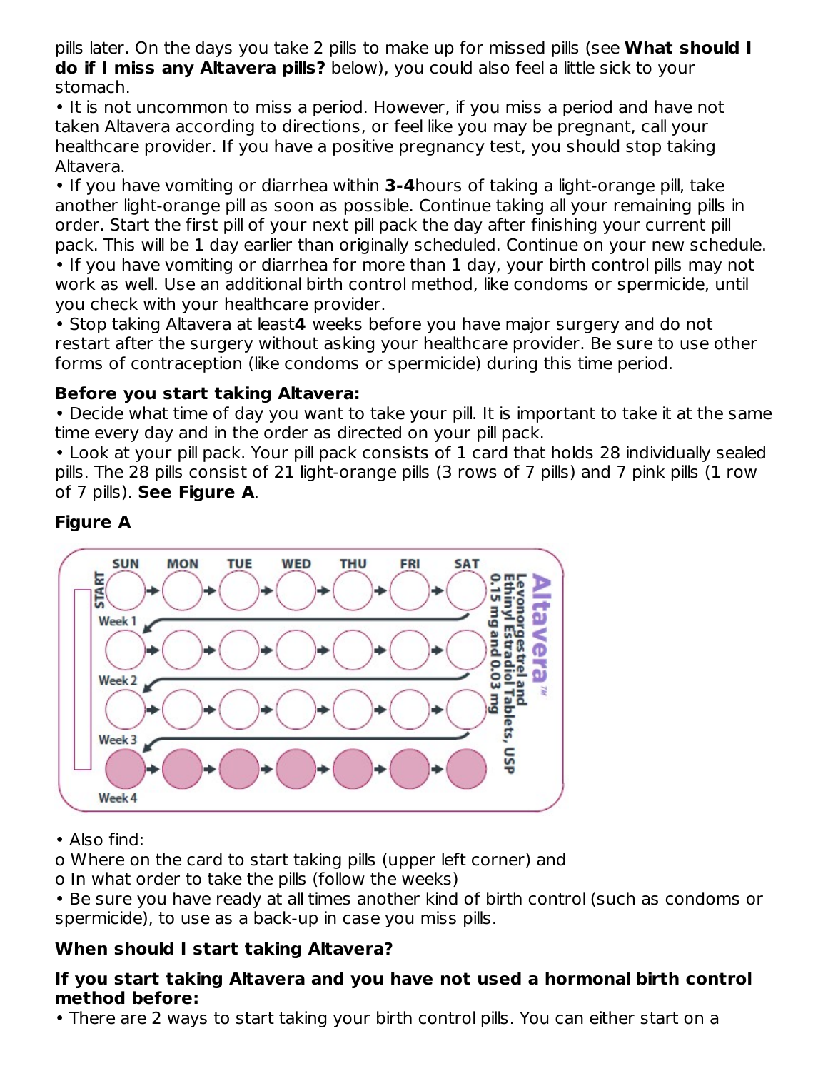pills later. On the days you take 2 pills to make up for missed pills (see **What should I do if I miss any Altavera pills?** below), you could also feel a little sick to your stomach.

- It is not uncommon to miss a period. However, if you miss a period and have not taken Altavera according to directions, or feel like you may be pregnant, call your healthcare provider. If you have a positive pregnancy test, you should stop taking Altavera.
- If you have vomiting or diarrhea within **3-4** hours of taking a light-orange pill, take another light-orange pill as soon as possible. Continue taking all your remaining pills in order. Start the first pill of your next pill pack the day after finishing your current pill pack. This will be 1 day earlier than originally scheduled. Continue on your new schedule.
- If you have vomiting or diarrhea for more than 1 day, your birth control pills may not work as well. Use an additional birth control method, like condoms or spermicide, until you check with your healthcare provider.
- Stop taking Altavera at least **4** weeks before you have major surgery and do not restart after the surgery without asking your healthcare provider. Be sure to use other forms of contraception (like condoms or spermicide) during this time period.

**Before you start taking Altavera:**

- Decide what time of day you want to take your pill. It is important to take it at the same time every day and in the order as directed on your pill pack.
- Look at your pill pack. Your pill pack consists of 1 card that holds 28 individually sealed pills. The 28 pills consist of 21 light-orange pills (3 rows of 7 pills) and 7 pink pills (1 row of 7 pills). **See Figure A**.

**Figure A**

- Also find:
  - o Where on the card to start taking pills (upper left corner) and
  - o In what order to take the pills (follow the weeks)
- Be sure you have ready at all times another kind of birth control (such as condoms or spermicide), to use as a back-up in case you miss pills.

**When should I start taking Altavera?**

**If you start taking Altavera and you have not used a hormonal birth control method before:**

- There are 2 ways to start taking your birth control pills. You can either start on a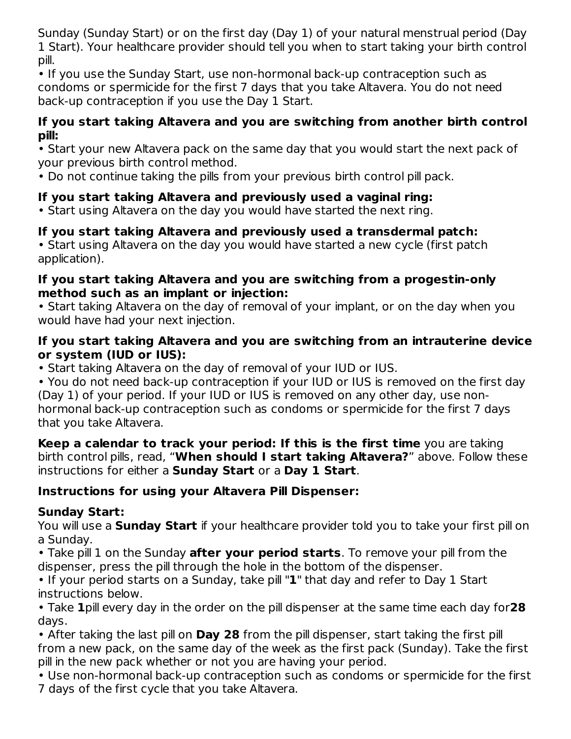Sunday (Sunday Start) or on the first day (Day 1) of your natural menstrual period (Day 1 Start). Your healthcare provider should tell you when to start taking your birth control pill.

- If you use the Sunday Start, use non-hormonal back-up contraception such as condoms or spermicide for the first 7 days that you take Altavera. You do not need back-up contraception if you use the Day 1 Start.

**If you start taking Altavera and you are switching from another birth control pill:**

- Start your new Altavera pack on the same day that you would start the next pack of your previous birth control method.
- Do not continue taking the pills from your previous birth control pill pack.

**If you start taking Altavera and previously used a vaginal ring:**

- Start using Altavera on the day you would have started the next ring.

**If you start taking Altavera and previously used a transdermal patch:**

- Start using Altavera on the day you would have started a new cycle (first patch application).

**If you start taking Altavera and you are switching from a progestin-only method such as an implant or injection:**

- Start taking Altavera on the day of removal of your implant, or on the day when you would have had your next injection.

**If you start taking Altavera and you are switching from an intrauterine device or system (IUD or IUS):**

- Start taking Altavera on the day of removal of your IUD or IUS.
- You do not need back-up contraception if your IUD or IUS is removed on the first day (Day 1) of your period. If your IUD or IUS is removed on any other day, use non-hormonal back-up contraception such as condoms or spermicide for the first 7 days that you take Altavera.

**Keep a calendar to track your period: If this is the first time** you are taking birth control pills, read, "**When should I start taking Altavera?**" above. Follow these instructions for either a **Sunday Start** or a **Day 1 Start**.

**Instructions for using your Altavera Pill Dispenser:**

**Sunday Start:**
You will use a **Sunday Start** if your healthcare provider told you to take your first pill on a Sunday.

- Take pill 1 on the Sunday **after your period starts**. To remove your pill from the dispenser, press the pill through the hole in the bottom of the dispenser.
- If your period starts on a Sunday, take pill "**1**" that day and refer to Day 1 Start instructions below.
- Take **1** pill every day in the order on the pill dispenser at the same time each day for **28** days.
- After taking the last pill on **Day 28** from the pill dispenser, start taking the first pill from a new pack, on the same day of the week as the first pack (Sunday). Take the first pill in the new pack whether or not you are having your period.
- Use non-hormonal back-up contraception such as condoms or spermicide for the first 7 days of the first cycle that you take Altavera.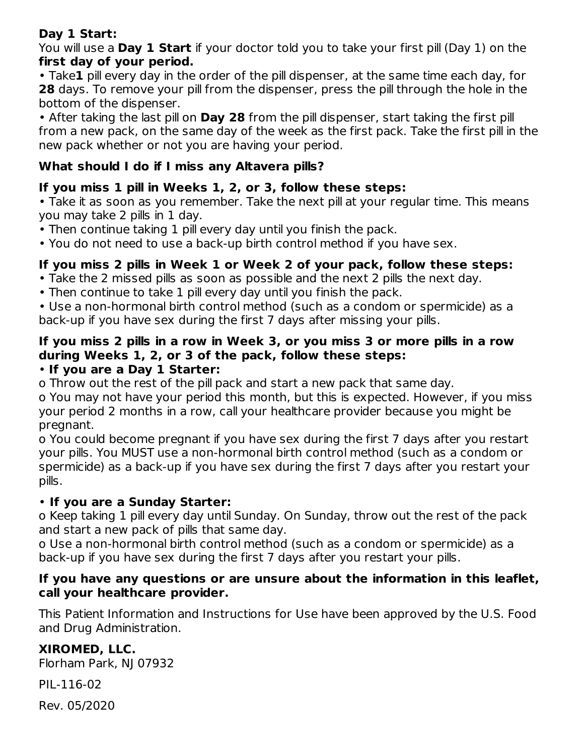**Day 1 Start:**

You will use a **Day 1 Start** if your doctor told you to take your first pill (Day 1) on the **first day of your period.**

- Take **1** pill every day in the order of the pill dispenser, at the same time each day, for **28** days. To remove your pill from the dispenser, press the pill through the hole in the bottom of the dispenser.
- After taking the last pill on **Day 28** from the pill dispenser, start taking the first pill from a new pack, on the same day of the week as the first pack. Take the first pill in the new pack whether or not you are having your period.

**What should I do if I miss any Altavera pills?**

**If you miss 1 pill in Weeks 1, 2, or 3, follow these steps:**

- Take it as soon as you remember. Take the next pill at your regular time. This means you may take 2 pills in 1 day.
- Then continue taking 1 pill every day until you finish the pack.
- You do not need to use a back-up birth control method if you have sex.

**If you miss 2 pills in Week 1 or Week 2 of your pack, follow these steps:**

- Take the 2 missed pills as soon as possible and the next 2 pills the next day.
- Then continue to take 1 pill every day until you finish the pack.
- Use a non-hormonal birth control method (such as a condom or spermicide) as a back-up if you have sex during the first 7 days after missing your pills.

**If you miss 2 pills in a row in Week 3, or you miss 3 or more pills in a row during Weeks 1, 2, or 3 of the pack, follow these steps:**

- **If you are a Day 1 Starter:**
  - o Throw out the rest of the pill pack and start a new pack that same day.
  - o You may not have your period this month, but this is expected. However, if you miss your period 2 months in a row, call your healthcare provider because you might be pregnant.
  - o You could become pregnant if you have sex during the first 7 days after you restart your pills. You MUST use a non-hormonal birth control method (such as a condom or spermicide) as a back-up if you have sex during the first 7 days after you restart your pills.

- **If you are a Sunday Starter:**
  - o Keep taking 1 pill every day until Sunday. On Sunday, throw out the rest of the pack and start a new pack of pills that same day.
  - o Use a non-hormonal birth control method (such as a condom or spermicide) as a back-up if you have sex during the first 7 days after you restart your pills.

**If you have any questions or are unsure about the information in this leaflet, call your healthcare provider.**

This Patient Information and Instructions for Use have been approved by the U.S. Food and Drug Administration.

**XIROMED, LLC.**

Florham Park, NJ 07932

PIL-116-02

Rev. 05/2020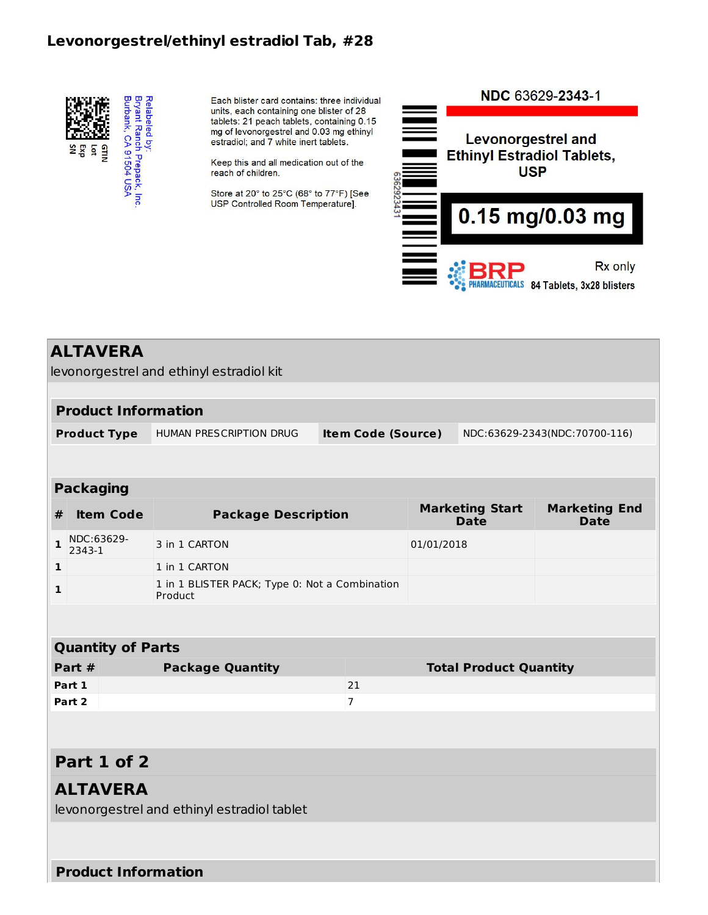## Levonorgestrel/ethinyl estradiol Tab, #28

Relabeled by:
Bryant Ranch Prepack, Inc.
Burbank, CA 91504 USA

GTIN
Lot
Exp
SN

Each blister card contains: three individual units, each containing one blister of 28 tablets: 21 peach tablets, containing 0.15 mg of levonorgestrel and 0.03 mg ethinyl estradiol; and 7 white inert tablets.

Keep this and all medication out of the reach of children.

Store at 20° to 25°C (68° to 77°F) [See USP Controlled Room Temperature].

636292343​1

NDC 63629-**2343**-1

Levonorgestrel and Ethinyl Estradiol Tablets, USP

**0.15 mg/0.03 mg**

BRP PHARMACEUTICALS

Rx only

84 Tablets, 3x28 blisters

# ALTAVERA

levonorgestrel and ethinyl estradiol kit

| **Product Information** | | | |
|---|---|---|---|
| **Product Type** | HUMAN PRESCRIPTION DRUG | **Item Code (Source)** | NDC:63629-2343(NDC:70700-116) |

| **Packaging** | | | | |
|---|---|---|---|---|
| **#** | **Item Code** | **Package Description** | **Marketing Start Date** | **Marketing End Date** |
| 1 | NDC:63629-2343-1 | 3 in 1 CARTON | 01/01/2018 | |
| 1 | | 1 in 1 CARTON | | |
| 1 | | 1 in 1 BLISTER PACK; Type 0: Not a Combination Product | | |

| **Quantity of Parts** | | |
|---|---|---|
| **Part #** | **Package Quantity** | **Total Product Quantity** |
| **Part 1** | | 21 |
| **Part 2** | | 7 |

## Part 1 of 2

## ALTAVERA

levonorgestrel and ethinyl estradiol tablet

**Product Information**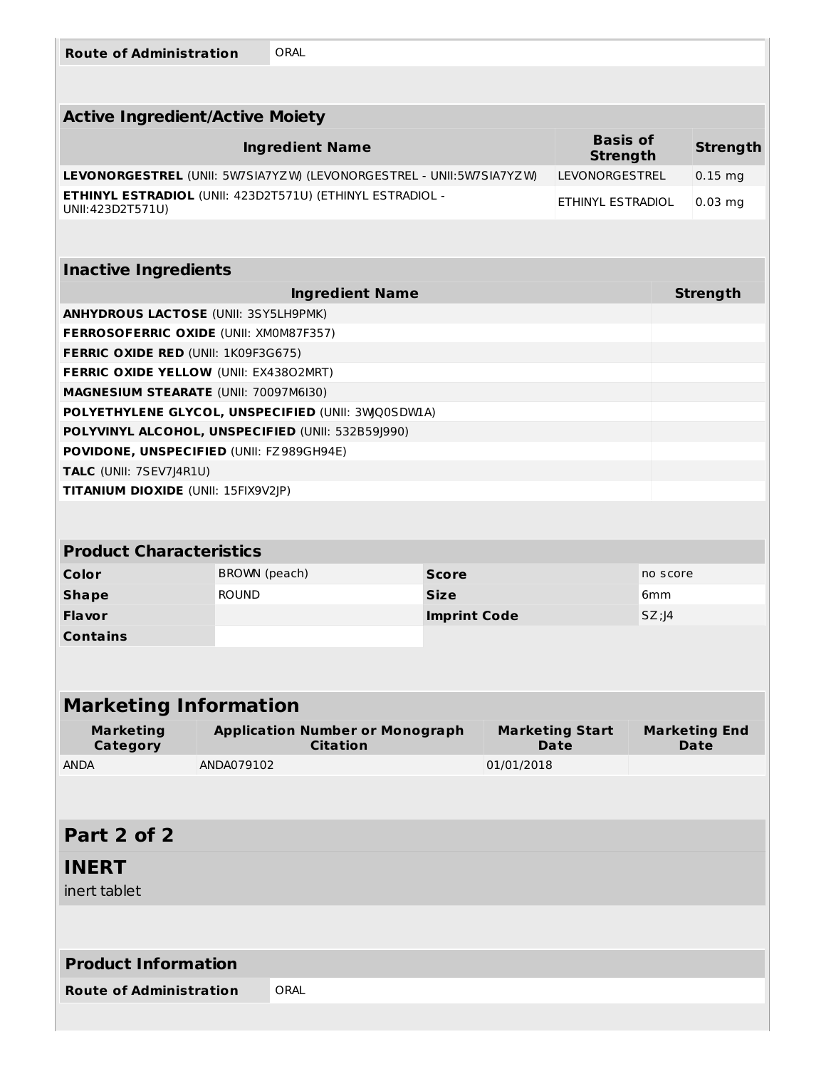| Route of Administration | ORAL |
|---|---|

| Active Ingredient/Active Moiety | | |
|---|---|---|
| **Ingredient Name** | **Basis of Strength** | **Strength** |
| **LEVONORGESTREL** (UNII: 5W7SIA7YZW) (LEVONORGESTREL - UNII:5W7SIA7YZW) | LEVONORGESTREL | 0.15 mg |
| **ETHINYL ESTRADIOL** (UNII: 423D2T571U) (ETHINYL ESTRADIOL - UNII:423D2T571U) | ETHINYL ESTRADIOL | 0.03 mg |

| Inactive Ingredients | |
|---|---|
| **Ingredient Name** | **Strength** |
| **ANHYDROUS LACTOSE** (UNII: 3SY5LH9PMK) | |
| **FERROSOFERRIC OXIDE** (UNII: XM0M87F357) | |
| **FERRIC OXIDE RED** (UNII: 1K09F3G675) | |
| **FERRIC OXIDE YELLOW** (UNII: EX438O2MRT) | |
| **MAGNESIUM STEARATE** (UNII: 70097M6I30) | |
| **POLYETHYLENE GLYCOL, UNSPECIFIED** (UNII: 3WJQ0SDW1A) | |
| **POLYVINYL ALCOHOL, UNSPECIFIED** (UNII: 532B59J990) | |
| **POVIDONE, UNSPECIFIED** (UNII: FZ989GH94E) | |
| **TALC** (UNII: 7SEV7J4R1U) | |
| **TITANIUM DIOXIDE** (UNII: 15FIX9V2JP) | |

| Product Characteristics | | | |
|---|---|---|---|
| **Color** | BROWN (peach) | **Score** | no score |
| **Shape** | ROUND | **Size** | 6mm |
| **Flavor** | | **Imprint Code** | SZ;J4 |
| **Contains** | | | |

## Marketing Information

| Marketing Category | Application Number or Monograph Citation | Marketing Start Date | Marketing End Date |
|---|---|---|---|
| ANDA | ANDA079102 | 01/01/2018 | |

## Part 2 of 2

## INERT

inert tablet

| Product Information | |
|---|---|
| **Route of Administration** | ORAL |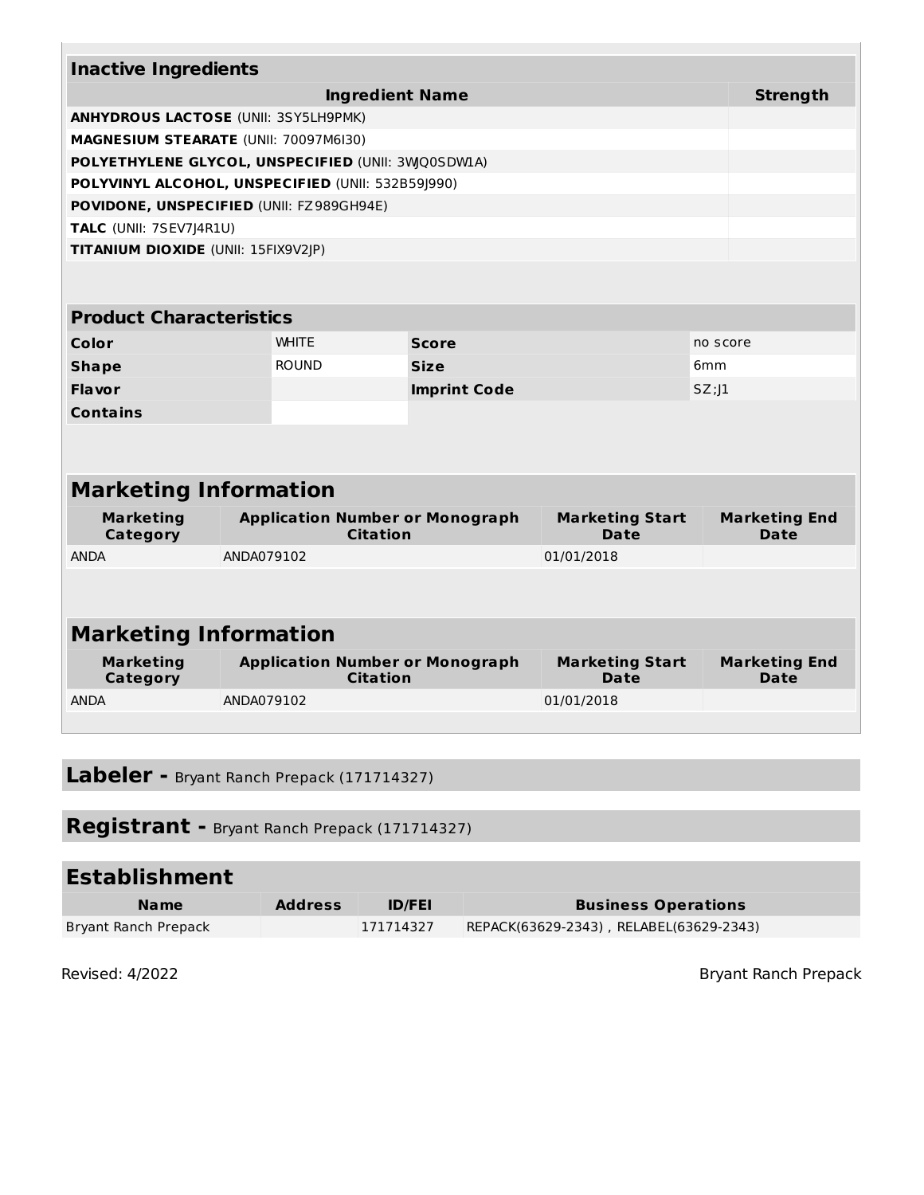| Inactive Ingredients | |
|---|---|
| **Ingredient Name** | **Strength** |
| **ANHYDROUS LACTOSE** (UNII: 3SY5LH9PMK) | |
| **MAGNESIUM STEARATE** (UNII: 70097M6I30) | |
| **POLYETHYLENE GLYCOL, UNSPECIFIED** (UNII: 3WJQ0SDW1A) | |
| **POLYVINYL ALCOHOL, UNSPECIFIED** (UNII: 532B59J990) | |
| **POVIDONE, UNSPECIFIED** (UNII: FZ989GH94E) | |
| **TALC** (UNII: 7SEV7J4R1U) | |
| **TITANIUM DIOXIDE** (UNII: 15FIX9V2JP) | |

| Product Characteristics | | | |
|---|---|---|---|
| **Color** | WHITE | **Score** | no score |
| **Shape** | ROUND | **Size** | 6mm |
| **Flavor** | | **Imprint Code** | SZ;J1 |
| **Contains** | | | |

## Marketing Information

| Marketing Category | Application Number or Monograph Citation | Marketing Start Date | Marketing End Date |
|---|---|---|---|
| ANDA | ANDA079102 | 01/01/2018 | |

## Marketing Information

| Marketing Category | Application Number or Monograph Citation | Marketing Start Date | Marketing End Date |
|---|---|---|---|
| ANDA | ANDA079102 | 01/01/2018 | |

## Labeler - Bryant Ranch Prepack (171714327)

## Registrant - Bryant Ranch Prepack (171714327)

## Establishment

| Name | Address | ID/FEI | Business Operations |
|---|---|---|---|
| Bryant Ranch Prepack | | 171714327 | REPACK(63629-2343) , RELABEL(63629-2343) |

Revised: 4/2022

Bryant Ranch Prepack